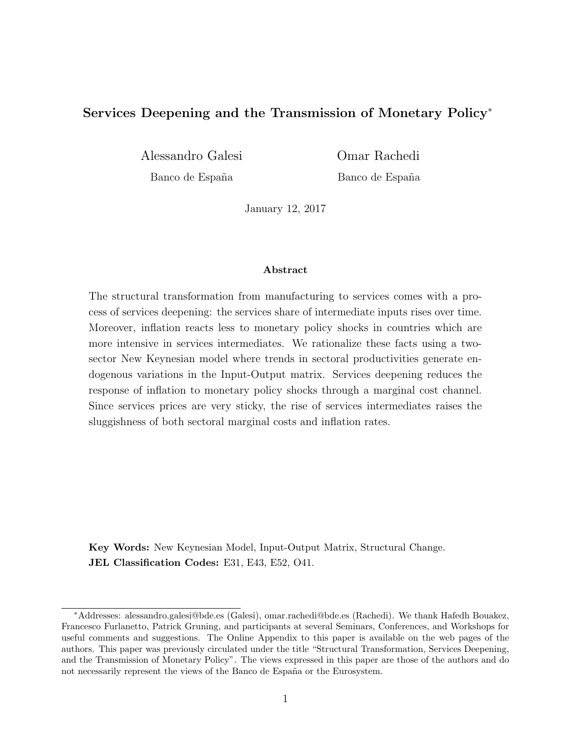# Services Deepening and the Transmission of Monetary Policy*

Alessandro Galesi
Banco de España

Omar Rachedi
Banco de España

January 12, 2017

### Abstract

The structural transformation from manufacturing to services comes with a process of services deepening: the services share of intermediate inputs rises over time. Moreover, inflation reacts less to monetary policy shocks in countries which are more intensive in services intermediates. We rationalize these facts using a two-sector New Keynesian model where trends in sectoral productivities generate endogenous variations in the Input-Output matrix. Services deepening reduces the response of inflation to monetary policy shocks through a marginal cost channel. Since services prices are very sticky, the rise of services intermediates raises the sluggishness of both sectoral marginal costs and inflation rates.

**Key Words:** New Keynesian Model, Input-Output Matrix, Structural Change.
**JEL Classification Codes:** E31, E43, E52, O41.

---

*Addresses: alessandro.galesi@bde.es (Galesi), omar.rachedi@bde.es (Rachedi). We thank Hafedh Bouakez, Francesco Furlanetto, Patrick Gruning, and participants at several Seminars, Conferences, and Workshops for useful comments and suggestions. The Online Appendix to this paper is available on the web pages of the authors. This paper was previously circulated under the title "Structural Transformation, Services Deepening, and the Transmission of Monetary Policy". The views expressed in this paper are those of the authors and do not necessarily represent the views of the Banco de España or the Eurosystem.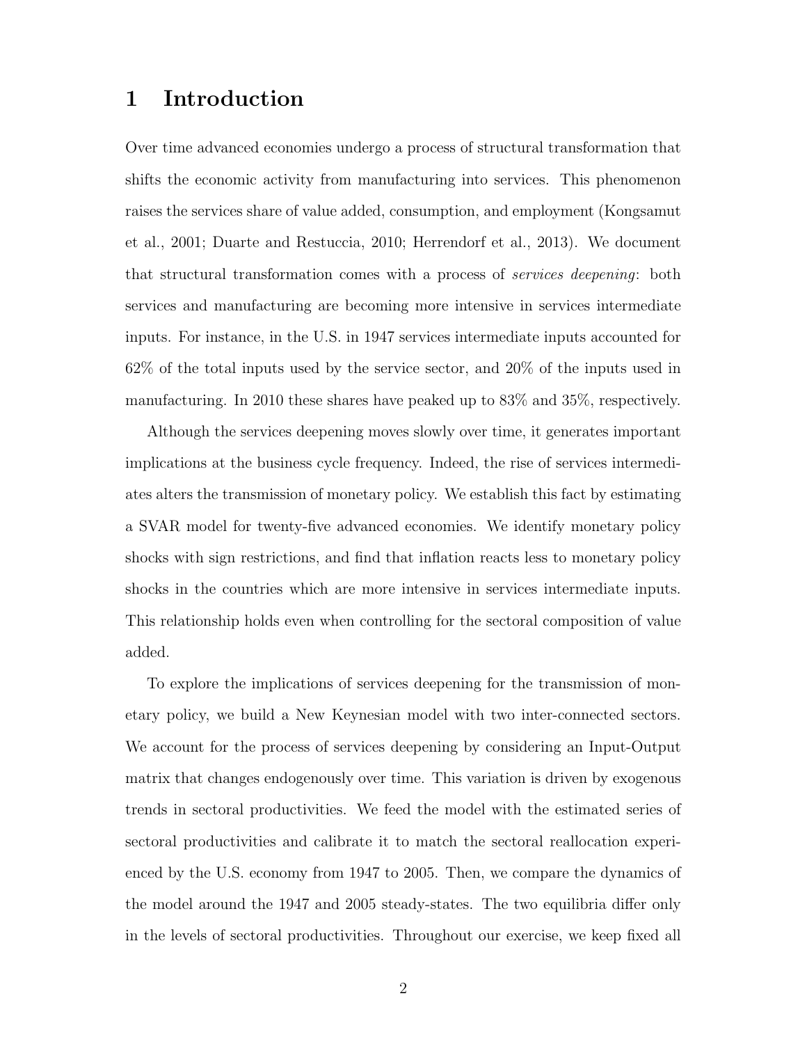# 1 Introduction

Over time advanced economies undergo a process of structural transformation that shifts the economic activity from manufacturing into services. This phenomenon raises the services share of value added, consumption, and employment (Kongsamut et al., 2001; Duarte and Restuccia, 2010; Herrendorf et al., 2013). We document that structural transformation comes with a process of *services deepening*: both services and manufacturing are becoming more intensive in services intermediate inputs. For instance, in the U.S. in 1947 services intermediate inputs accounted for 62% of the total inputs used by the service sector, and 20% of the inputs used in manufacturing. In 2010 these shares have peaked up to 83% and 35%, respectively.

Although the services deepening moves slowly over time, it generates important implications at the business cycle frequency. Indeed, the rise of services intermediates alters the transmission of monetary policy. We establish this fact by estimating a SVAR model for twenty-five advanced economies. We identify monetary policy shocks with sign restrictions, and find that inflation reacts less to monetary policy shocks in the countries which are more intensive in services intermediate inputs. This relationship holds even when controlling for the sectoral composition of value added.

To explore the implications of services deepening for the transmission of monetary policy, we build a New Keynesian model with two inter-connected sectors. We account for the process of services deepening by considering an Input-Output matrix that changes endogenously over time. This variation is driven by exogenous trends in sectoral productivities. We feed the model with the estimated series of sectoral productivities and calibrate it to match the sectoral reallocation experienced by the U.S. economy from 1947 to 2005. Then, we compare the dynamics of the model around the 1947 and 2005 steady-states. The two equilibria differ only in the levels of sectoral productivities. Throughout our exercise, we keep fixed all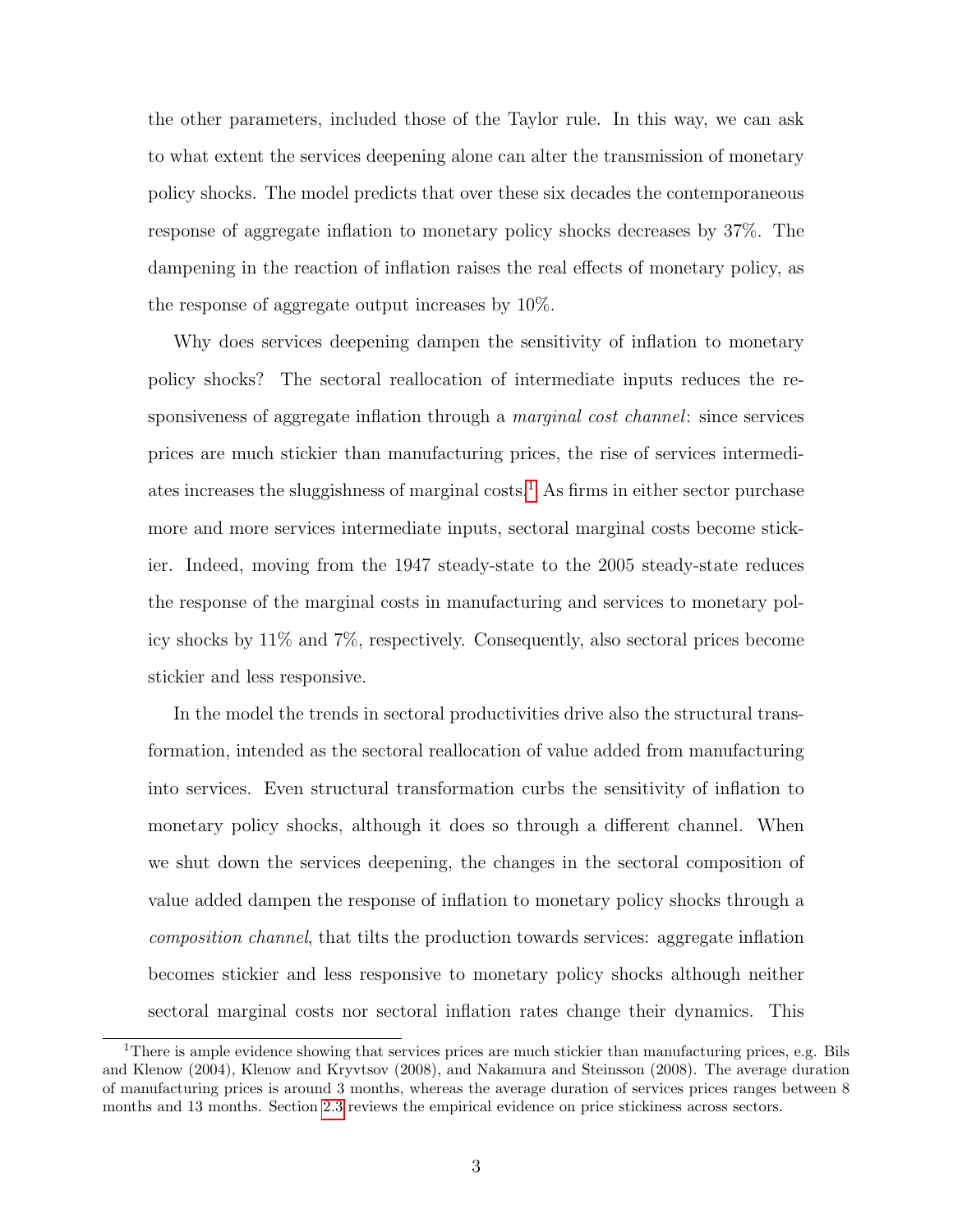the other parameters, included those of the Taylor rule. In this way, we can ask to what extent the services deepening alone can alter the transmission of monetary policy shocks. The model predicts that over these six decades the contemporaneous response of aggregate inflation to monetary policy shocks decreases by 37%. The dampening in the reaction of inflation raises the real effects of monetary policy, as the response of aggregate output increases by 10%.

Why does services deepening dampen the sensitivity of inflation to monetary policy shocks? The sectoral reallocation of intermediate inputs reduces the responsiveness of aggregate inflation through a *marginal cost channel*: since services prices are much stickier than manufacturing prices, the rise of services intermediates increases the sluggishness of marginal costs.[1] As firms in either sector purchase more and more services intermediate inputs, sectoral marginal costs become stickier. Indeed, moving from the 1947 steady-state to the 2005 steady-state reduces the response of the marginal costs in manufacturing and services to monetary policy shocks by 11% and 7%, respectively. Consequently, also sectoral prices become stickier and less responsive.

In the model the trends in sectoral productivities drive also the structural transformation, intended as the sectoral reallocation of value added from manufacturing into services. Even structural transformation curbs the sensitivity of inflation to monetary policy shocks, although it does so through a different channel. When we shut down the services deepening, the changes in the sectoral composition of value added dampen the response of inflation to monetary policy shocks through a *composition channel*, that tilts the production towards services: aggregate inflation becomes stickier and less responsive to monetary policy shocks although neither sectoral marginal costs nor sectoral inflation rates change their dynamics. This

[1] There is ample evidence showing that services prices are much stickier than manufacturing prices, e.g. Bils and Klenow (2004), Klenow and Kryvtsov (2008), and Nakamura and Steinsson (2008). The average duration of manufacturing prices is around 3 months, whereas the average duration of services prices ranges between 8 months and 13 months. Section 2.3 reviews the empirical evidence on price stickiness across sectors.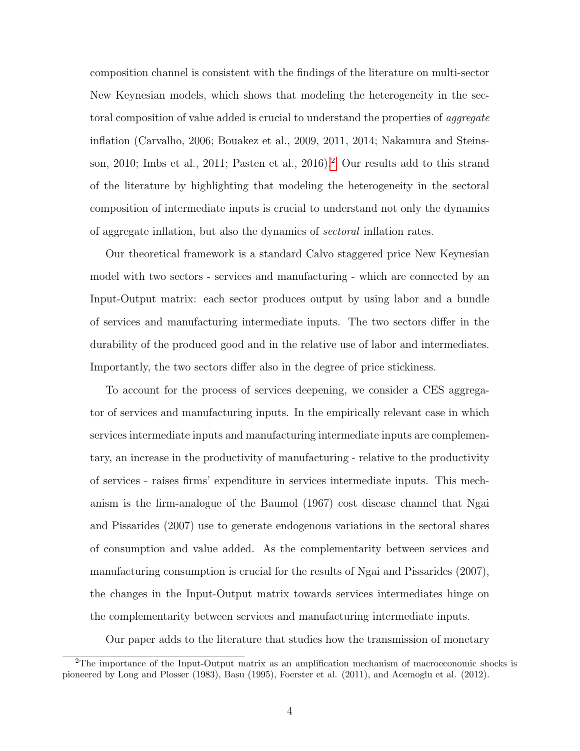composition channel is consistent with the findings of the literature on multi-sector New Keynesian models, which shows that modeling the heterogeneity in the sectoral composition of value added is crucial to understand the properties of *aggregate* inflation (Carvalho, 2006; Bouakez et al., 2009, 2011, 2014; Nakamura and Steinsson, 2010; Imbs et al., 2011; Pasten et al., 2016).[2] Our results add to this strand of the literature by highlighting that modeling the heterogeneity in the sectoral composition of intermediate inputs is crucial to understand not only the dynamics of aggregate inflation, but also the dynamics of *sectoral* inflation rates.

Our theoretical framework is a standard Calvo staggered price New Keynesian model with two sectors - services and manufacturing - which are connected by an Input-Output matrix: each sector produces output by using labor and a bundle of services and manufacturing intermediate inputs. The two sectors differ in the durability of the produced good and in the relative use of labor and intermediates. Importantly, the two sectors differ also in the degree of price stickiness.

To account for the process of services deepening, we consider a CES aggregator of services and manufacturing inputs. In the empirically relevant case in which services intermediate inputs and manufacturing intermediate inputs are complementary, an increase in the productivity of manufacturing - relative to the productivity of services - raises firms' expenditure in services intermediate inputs. This mechanism is the firm-analogue of the Baumol (1967) cost disease channel that Ngai and Pissarides (2007) use to generate endogenous variations in the sectoral shares of consumption and value added. As the complementarity between services and manufacturing consumption is crucial for the results of Ngai and Pissarides (2007), the changes in the Input-Output matrix towards services intermediates hinge on the complementarity between services and manufacturing intermediate inputs.

Our paper adds to the literature that studies how the transmission of monetary

[2] The importance of the Input-Output matrix as an amplification mechanism of macroeconomic shocks is pioneered by Long and Plosser (1983), Basu (1995), Foerster et al. (2011), and Acemoglu et al. (2012).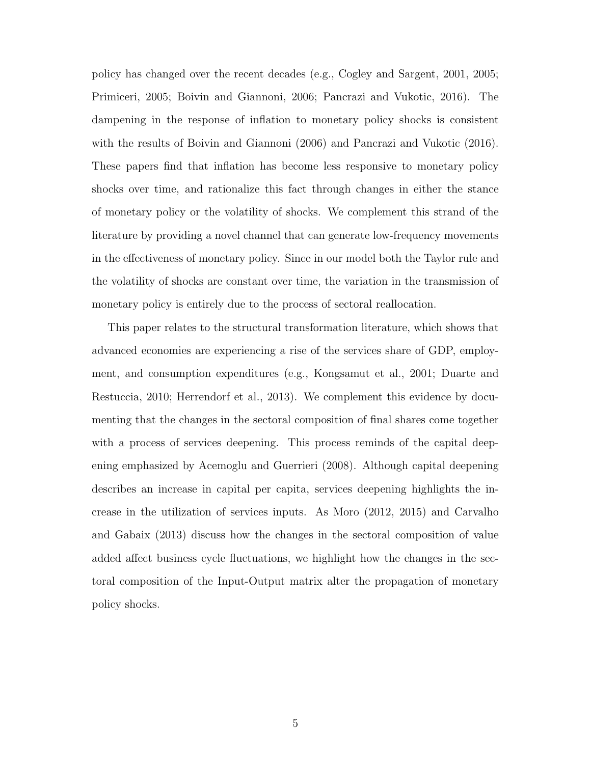policy has changed over the recent decades (e.g., Cogley and Sargent, 2001, 2005; Primiceri, 2005; Boivin and Giannoni, 2006; Pancrazi and Vukotic, 2016). The dampening in the response of inflation to monetary policy shocks is consistent with the results of Boivin and Giannoni (2006) and Pancrazi and Vukotic (2016). These papers find that inflation has become less responsive to monetary policy shocks over time, and rationalize this fact through changes in either the stance of monetary policy or the volatility of shocks. We complement this strand of the literature by providing a novel channel that can generate low-frequency movements in the effectiveness of monetary policy. Since in our model both the Taylor rule and the volatility of shocks are constant over time, the variation in the transmission of monetary policy is entirely due to the process of sectoral reallocation.

This paper relates to the structural transformation literature, which shows that advanced economies are experiencing a rise of the services share of GDP, employment, and consumption expenditures (e.g., Kongsamut et al., 2001; Duarte and Restuccia, 2010; Herrendorf et al., 2013). We complement this evidence by documenting that the changes in the sectoral composition of final shares come together with a process of services deepening. This process reminds of the capital deepening emphasized by Acemoglu and Guerrieri (2008). Although capital deepening describes an increase in capital per capita, services deepening highlights the increase in the utilization of services inputs. As Moro (2012, 2015) and Carvalho and Gabaix (2013) discuss how the changes in the sectoral composition of value added affect business cycle fluctuations, we highlight how the changes in the sectoral composition of the Input-Output matrix alter the propagation of monetary policy shocks.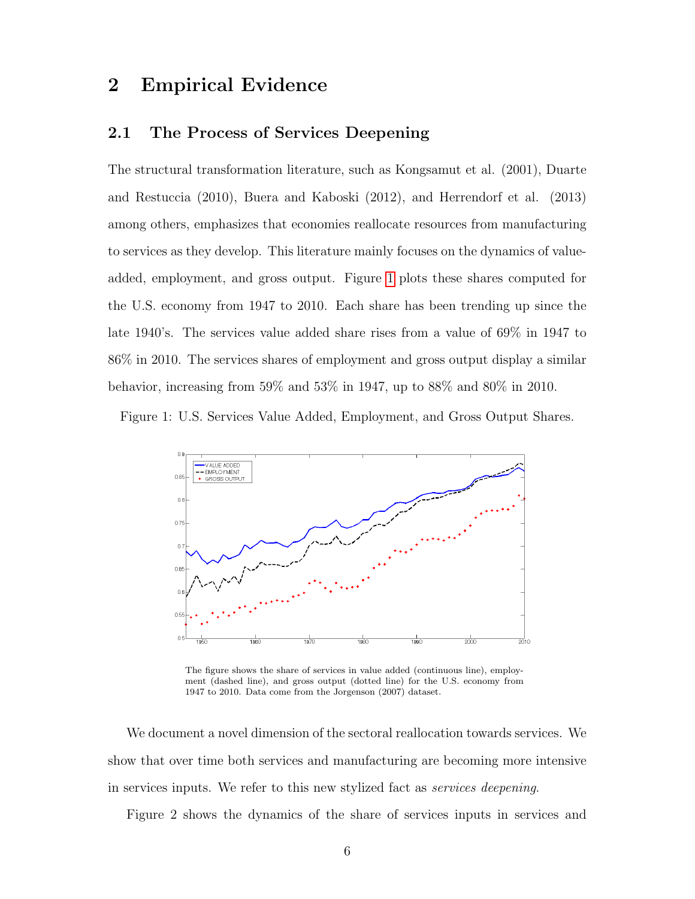## 2 Empirical Evidence

### 2.1 The Process of Services Deepening

The structural transformation literature, such as Kongsamut et al. (2001), Duarte and Restuccia (2010), Buera and Kaboski (2012), and Herrendorf et al. (2013) among others, emphasizes that economies reallocate resources from manufacturing to services as they develop. This literature mainly focuses on the dynamics of value-added, employment, and gross output. Figure 1 plots these shares computed for the U.S. economy from 1947 to 2010. Each share has been trending up since the late 1940's. The services value added share rises from a value of 69% in 1947 to 86% in 2010. The services shares of employment and gross output display a similar behavior, increasing from 59% and 53% in 1947, up to 88% and 80% in 2010.

Figure 1: U.S. Services Value Added, Employment, and Gross Output Shares.

The figure shows the share of services in value added (continuous line), employment (dashed line), and gross output (dotted line) for the U.S. economy from 1947 to 2010. Data come from the Jorgenson (2007) dataset.

We document a novel dimension of the sectoral reallocation towards services. We show that over time both services and manufacturing are becoming more intensive in services inputs. We refer to this new stylized fact as *services deepening*.

Figure 2 shows the dynamics of the share of services inputs in services and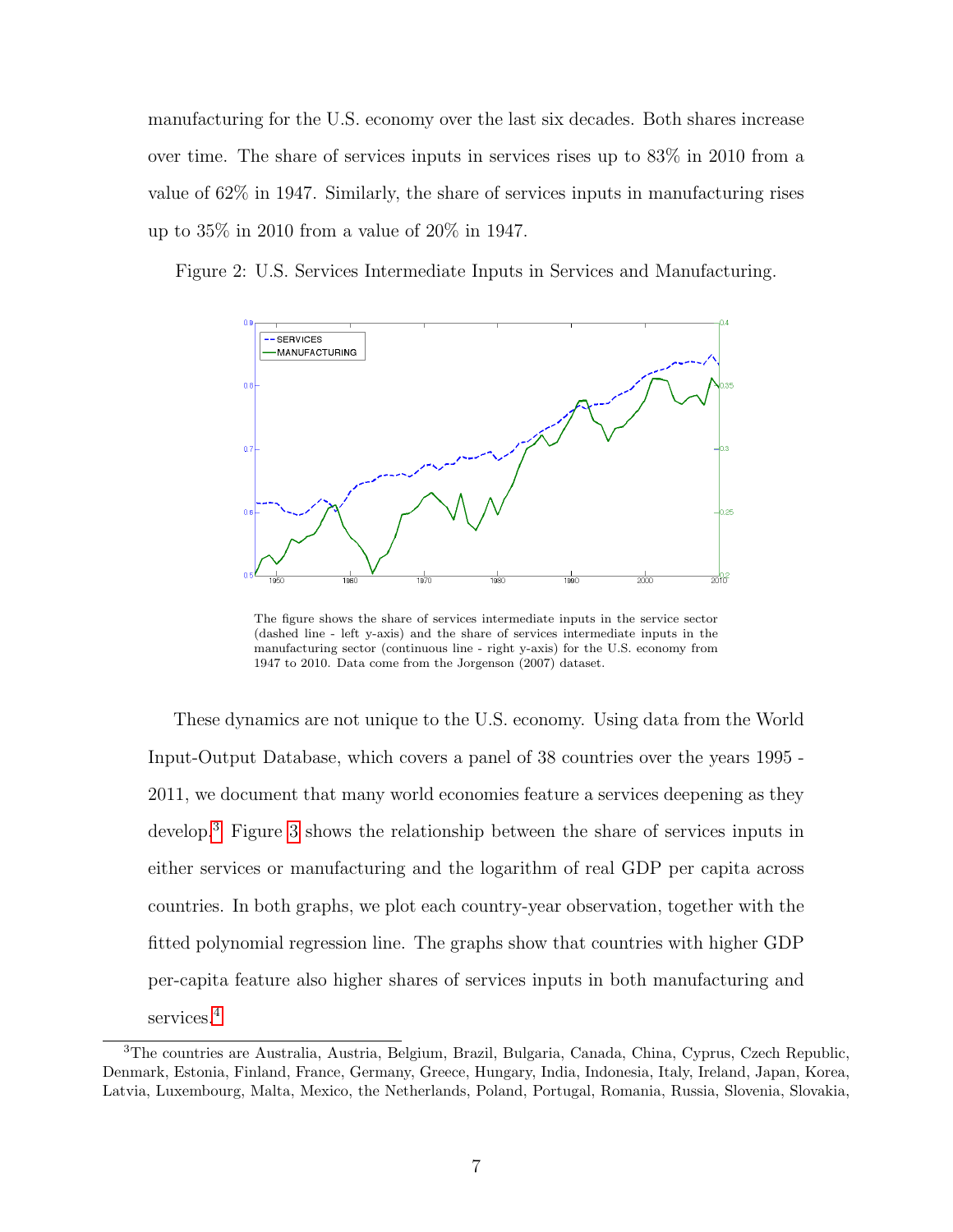manufacturing for the U.S. economy over the last six decades. Both shares increase over time. The share of services inputs in services rises up to 83% in 2010 from a value of 62% in 1947. Similarly, the share of services inputs in manufacturing rises up to 35% in 2010 from a value of 20% in 1947.

Figure 2: U.S. Services Intermediate Inputs in Services and Manufacturing.

The figure shows the share of services intermediate inputs in the service sector (dashed line - left y-axis) and the share of services intermediate inputs in the manufacturing sector (continuous line - right y-axis) for the U.S. economy from 1947 to 2010. Data come from the Jorgenson (2007) dataset.

These dynamics are not unique to the U.S. economy. Using data from the World Input-Output Database, which covers a panel of 38 countries over the years 1995 - 2011, we document that many world economies feature a services deepening as they develop.[3] Figure 3 shows the relationship between the share of services inputs in either services or manufacturing and the logarithm of real GDP per capita across countries. In both graphs, we plot each country-year observation, together with the fitted polynomial regression line. The graphs show that countries with higher GDP per-capita feature also higher shares of services inputs in both manufacturing and services.[4]

[3] The countries are Australia, Austria, Belgium, Brazil, Bulgaria, Canada, China, Cyprus, Czech Republic, Denmark, Estonia, Finland, France, Germany, Greece, Hungary, India, Indonesia, Italy, Ireland, Japan, Korea, Latvia, Luxembourg, Malta, Mexico, the Netherlands, Poland, Portugal, Romania, Russia, Slovenia, Slovakia,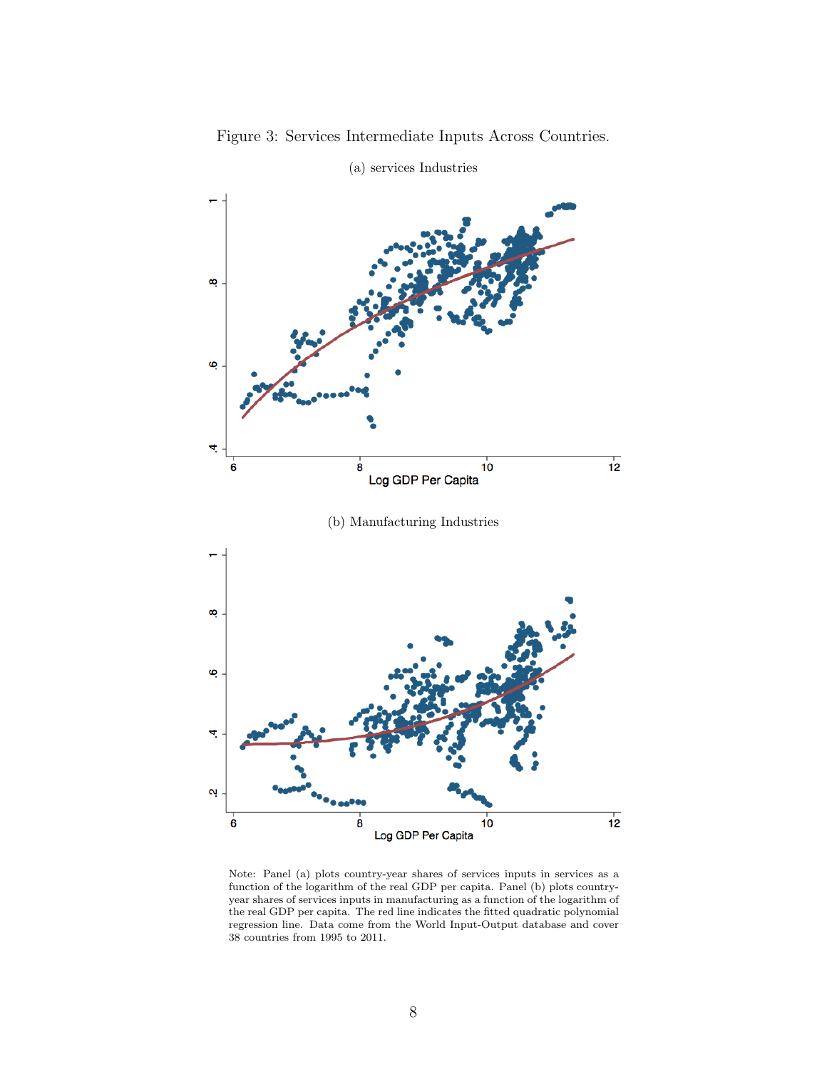Figure 3: Services Intermediate Inputs Across Countries.

(a) services Industries

(b) Manufacturing Industries

Note: Panel (a) plots country-year shares of services inputs in services as a function of the logarithm of the real GDP per capita. Panel (b) plots country-year shares of services inputs in manufacturing as a function of the logarithm of the real GDP per capita. The red line indicates the fitted quadratic polynomial regression line. Data come from the World Input-Output database and cover 38 countries from 1995 to 2011.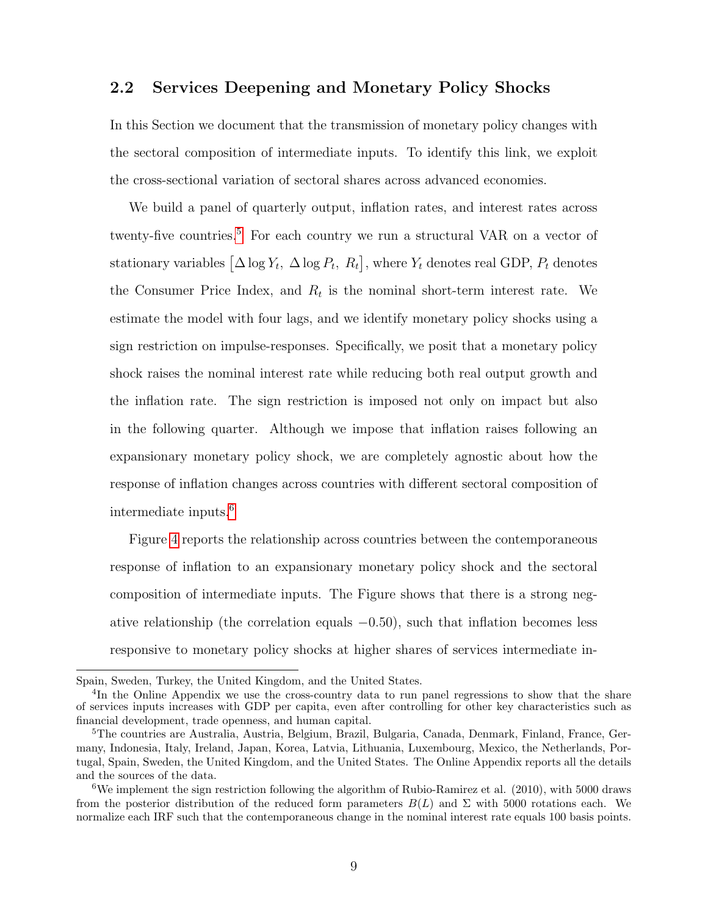## 2.2 Services Deepening and Monetary Policy Shocks

In this Section we document that the transmission of monetary policy changes with the sectoral composition of intermediate inputs. To identify this link, we exploit the cross-sectional variation of sectoral shares across advanced economies.

We build a panel of quarterly output, inflation rates, and interest rates across twenty-five countries.[5] For each country we run a structural VAR on a vector of stationary variables $\left[\Delta \log Y_t,\ \Delta \log P_t,\ R_t\right]$, where $Y_t$ denotes real GDP, $P_t$ denotes the Consumer Price Index, and $R_t$ is the nominal short-term interest rate. We estimate the model with four lags, and we identify monetary policy shocks using a sign restriction on impulse-responses. Specifically, we posit that a monetary policy shock raises the nominal interest rate while reducing both real output growth and the inflation rate. The sign restriction is imposed not only on impact but also in the following quarter. Although we impose that inflation raises following an expansionary monetary policy shock, we are completely agnostic about how the response of inflation changes across countries with different sectoral composition of intermediate inputs.[6]

Figure 4 reports the relationship across countries between the contemporaneous response of inflation to an expansionary monetary policy shock and the sectoral composition of intermediate inputs. The Figure shows that there is a strong negative relationship (the correlation equals $-0.50$), such that inflation becomes less responsive to monetary policy shocks at higher shares of services intermediate in-

---

Spain, Sweden, Turkey, the United Kingdom, and the United States.

[4] In the Online Appendix we use the cross-country data to run panel regressions to show that the share of services inputs increases with GDP per capita, even after controlling for other key characteristics such as financial development, trade openness, and human capital.

[5] The countries are Australia, Austria, Belgium, Brazil, Bulgaria, Canada, Denmark, Finland, France, Germany, Indonesia, Italy, Ireland, Japan, Korea, Latvia, Lithuania, Luxembourg, Mexico, the Netherlands, Portugal, Spain, Sweden, the United Kingdom, and the United States. The Online Appendix reports all the details and the sources of the data.

[6] We implement the sign restriction following the algorithm of Rubio-Ramirez et al. (2010), with 5000 draws from the posterior distribution of the reduced form parameters $B(L)$ and $\Sigma$ with 5000 rotations each. We normalize each IRF such that the contemporaneous change in the nominal interest rate equals 100 basis points.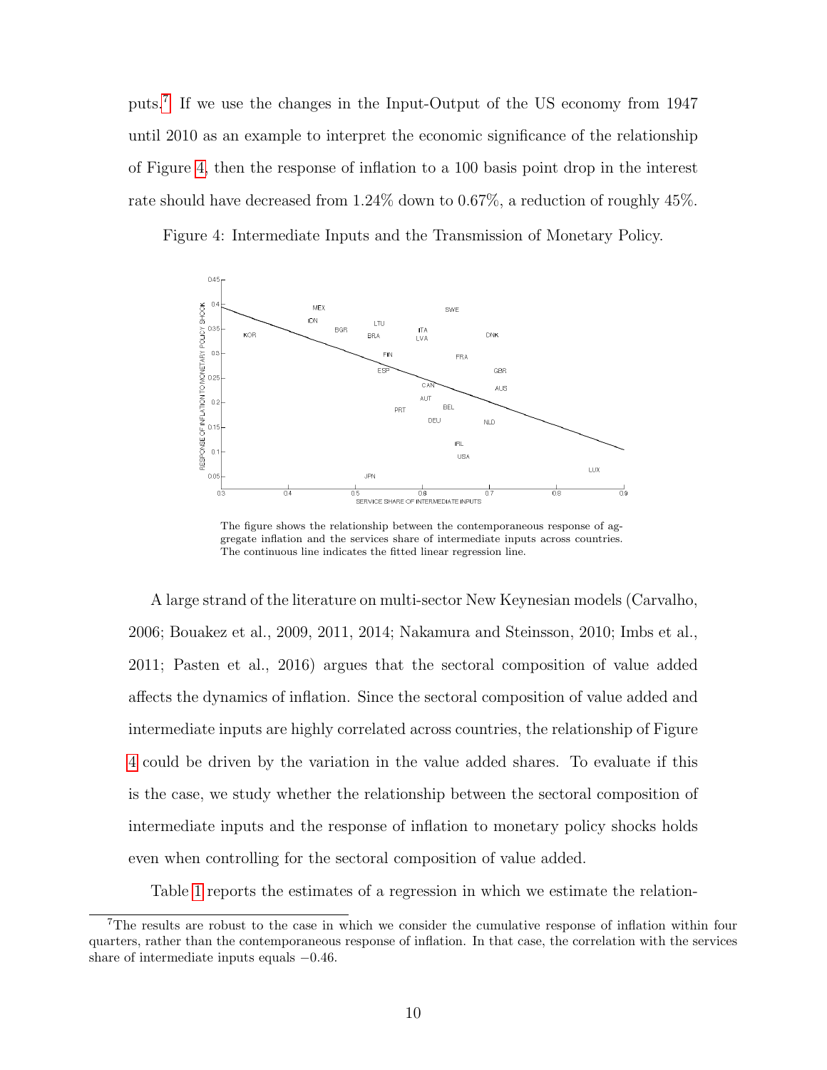puts.[7] If we use the changes in the Input-Output of the US economy from 1947 until 2010 as an example to interpret the economic significance of the relationship of Figure 4, then the response of inflation to a 100 basis point drop in the interest rate should have decreased from 1.24% down to 0.67%, a reduction of roughly 45%.

Figure 4: Intermediate Inputs and the Transmission of Monetary Policy.

The figure shows the relationship between the contemporaneous response of aggregate inflation and the services share of intermediate inputs across countries. The continuous line indicates the fitted linear regression line.

A large strand of the literature on multi-sector New Keynesian models (Carvalho, 2006; Bouakez et al., 2009, 2011, 2014; Nakamura and Steinsson, 2010; Imbs et al., 2011; Pasten et al., 2016) argues that the sectoral composition of value added affects the dynamics of inflation. Since the sectoral composition of value added and intermediate inputs are highly correlated across countries, the relationship of Figure 4 could be driven by the variation in the value added shares. To evaluate if this is the case, we study whether the relationship between the sectoral composition of intermediate inputs and the response of inflation to monetary policy shocks holds even when controlling for the sectoral composition of value added.

Table 1 reports the estimates of a regression in which we estimate the relation-

[7] The results are robust to the case in which we consider the cumulative response of inflation within four quarters, rather than the contemporaneous response of inflation. In that case, the correlation with the services share of intermediate inputs equals −0.46.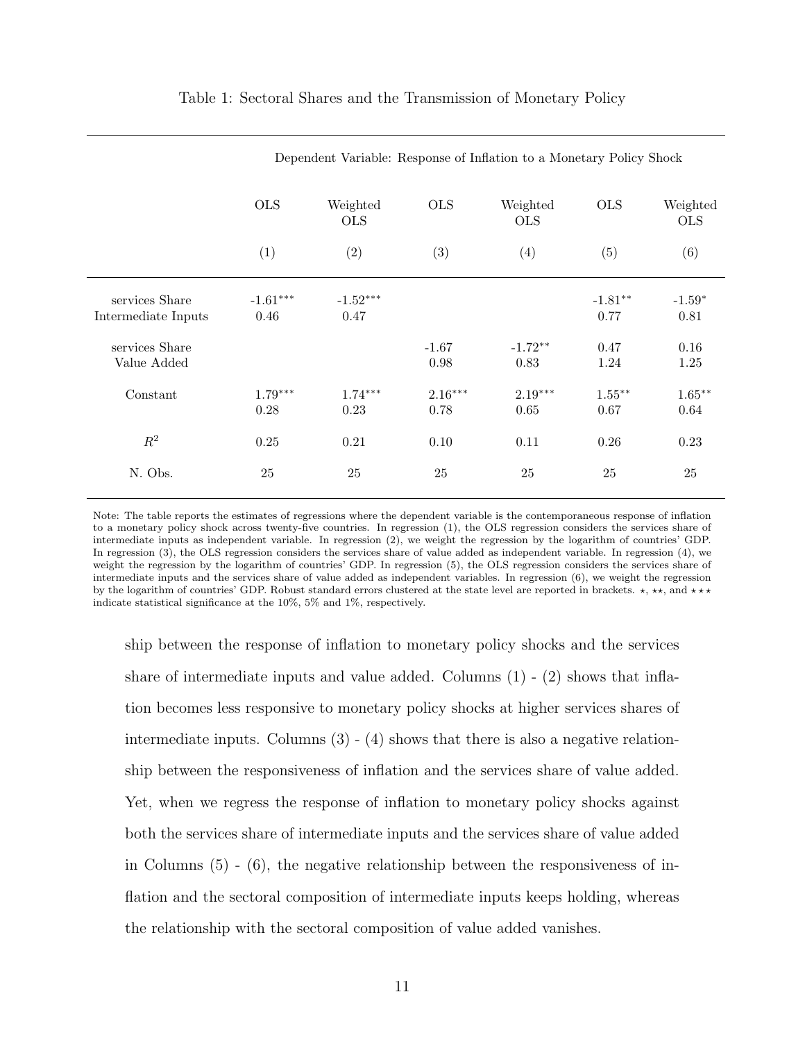Table 1: Sectoral Shares and the Transmission of Monetary Policy

| | Dependent Variable: Response of Inflation to a Monetary Policy Shock | | | | | |
|---|---|---|---|---|---|---|
| | OLS | Weighted OLS | OLS | Weighted OLS | OLS | Weighted OLS |
| | (1) | (2) | (3) | (4) | (5) | (6) |
| services Share Intermediate Inputs | -1.61*** <br> 0.46 | -1.52*** <br> 0.47 | | | -1.81** <br> 0.77 | -1.59* <br> 0.81 |
| services Share Value Added | | | -1.67 <br> 0.98 | -1.72** <br> 0.83 | 0.47 <br> 1.24 | 0.16 <br> 1.25 |
| Constant | 1.79*** <br> 0.28 | 1.74*** <br> 0.23 | 2.16*** <br> 0.78 | 2.19*** <br> 0.65 | 1.55** <br> 0.67 | 1.65** <br> 0.64 |
| $R^2$ | 0.25 | 0.21 | 0.10 | 0.11 | 0.26 | 0.23 |
| N. Obs. | 25 | 25 | 25 | 25 | 25 | 25 |

Note: The table reports the estimates of regressions where the dependent variable is the contemporaneous response of inflation to a monetary policy shock across twenty-five countries. In regression (1), the OLS regression considers the services share of intermediate inputs as independent variable. In regression (2), we weight the regression by the logarithm of countries' GDP. In regression (3), the OLS regression considers the services share of value added as independent variable. In regression (4), we weight the regression by the logarithm of countries' GDP. In regression (5), the OLS regression considers the services share of intermediate inputs and the services share of value added as independent variables. In regression (6), we weight the regression by the logarithm of countries' GDP. Robust standard errors clustered at the state level are reported in brackets. ⋆, ⋆⋆, and ⋆⋆⋆ indicate statistical significance at the 10%, 5% and 1%, respectively.

ship between the response of inflation to monetary policy shocks and the services share of intermediate inputs and value added. Columns (1) - (2) shows that inflation becomes less responsive to monetary policy shocks at higher services shares of intermediate inputs. Columns (3) - (4) shows that there is also a negative relationship between the responsiveness of inflation and the services share of value added. Yet, when we regress the response of inflation to monetary policy shocks against both the services share of intermediate inputs and the services share of value added in Columns (5) - (6), the negative relationship between the responsiveness of inflation and the sectoral composition of intermediate inputs keeps holding, whereas the relationship with the sectoral composition of value added vanishes.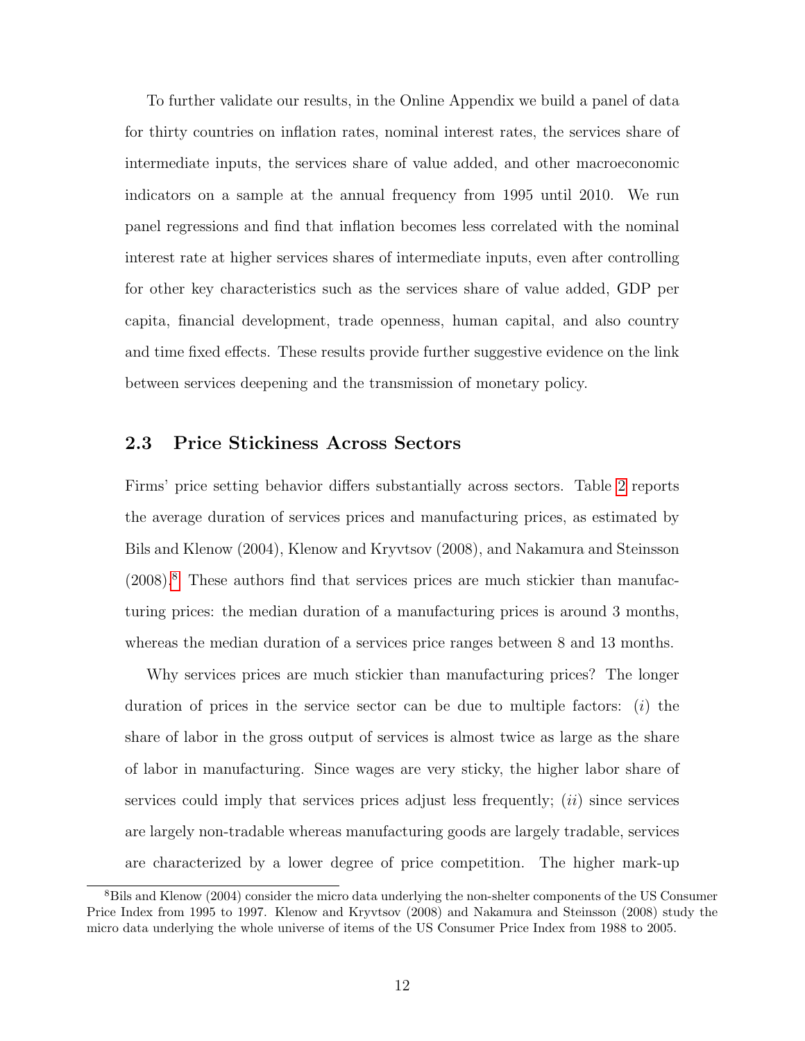To further validate our results, in the Online Appendix we build a panel of data for thirty countries on inflation rates, nominal interest rates, the services share of intermediate inputs, the services share of value added, and other macroeconomic indicators on a sample at the annual frequency from 1995 until 2010. We run panel regressions and find that inflation becomes less correlated with the nominal interest rate at higher services shares of intermediate inputs, even after controlling for other key characteristics such as the services share of value added, GDP per capita, financial development, trade openness, human capital, and also country and time fixed effects. These results provide further suggestive evidence on the link between services deepening and the transmission of monetary policy.

## 2.3 Price Stickiness Across Sectors

Firms' price setting behavior differs substantially across sectors. Table 2 reports the average duration of services prices and manufacturing prices, as estimated by Bils and Klenow (2004), Klenow and Kryvtsov (2008), and Nakamura and Steinsson (2008).[8] These authors find that services prices are much stickier than manufacturing prices: the median duration of a manufacturing prices is around 3 months, whereas the median duration of a services price ranges between 8 and 13 months.

Why services prices are much stickier than manufacturing prices? The longer duration of prices in the service sector can be due to multiple factors: (*i*) the share of labor in the gross output of services is almost twice as large as the share of labor in manufacturing. Since wages are very sticky, the higher labor share of services could imply that services prices adjust less frequently; (*ii*) since services are largely non-tradable whereas manufacturing goods are largely tradable, services are characterized by a lower degree of price competition. The higher mark-up

[8] Bils and Klenow (2004) consider the micro data underlying the non-shelter components of the US Consumer Price Index from 1995 to 1997. Klenow and Kryvtsov (2008) and Nakamura and Steinsson (2008) study the micro data underlying the whole universe of items of the US Consumer Price Index from 1988 to 2005.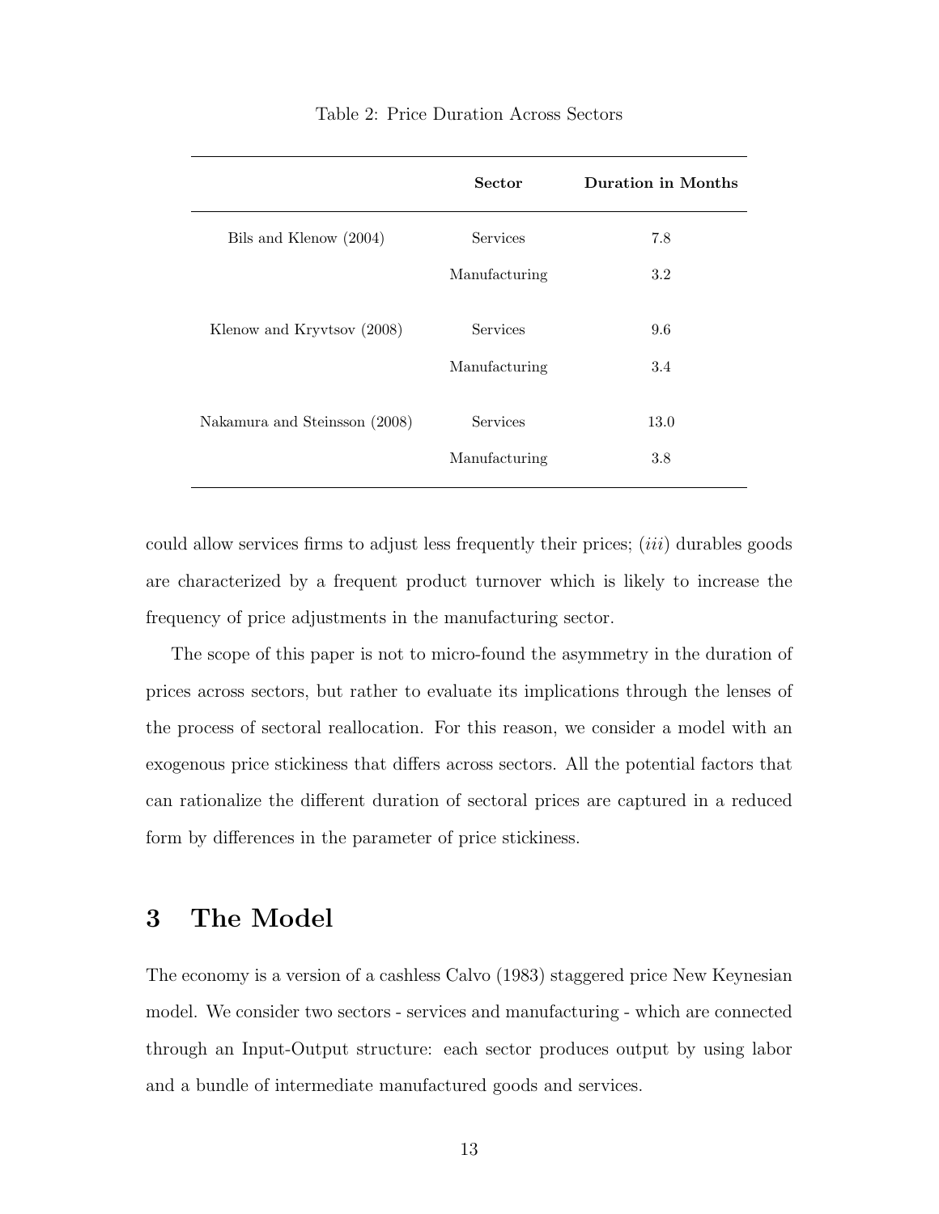Table 2: Price Duration Across Sectors

| | **Sector** | **Duration in Months** |
|---|---|---|
| Bils and Klenow (2004) | Services | 7.8 |
| | Manufacturing | 3.2 |
| Klenow and Kryvtsov (2008) | Services | 9.6 |
| | Manufacturing | 3.4 |
| Nakamura and Steinsson (2008) | Services | 13.0 |
| | Manufacturing | 3.8 |

could allow services firms to adjust less frequently their prices; (*iii*) durables goods are characterized by a frequent product turnover which is likely to increase the frequency of price adjustments in the manufacturing sector.

The scope of this paper is not to micro-found the asymmetry in the duration of prices across sectors, but rather to evaluate its implications through the lenses of the process of sectoral reallocation. For this reason, we consider a model with an exogenous price stickiness that differs across sectors. All the potential factors that can rationalize the different duration of sectoral prices are captured in a reduced form by differences in the parameter of price stickiness.

# 3 The Model

The economy is a version of a cashless Calvo (1983) staggered price New Keynesian model. We consider two sectors - services and manufacturing - which are connected through an Input-Output structure: each sector produces output by using labor and a bundle of intermediate manufactured goods and services.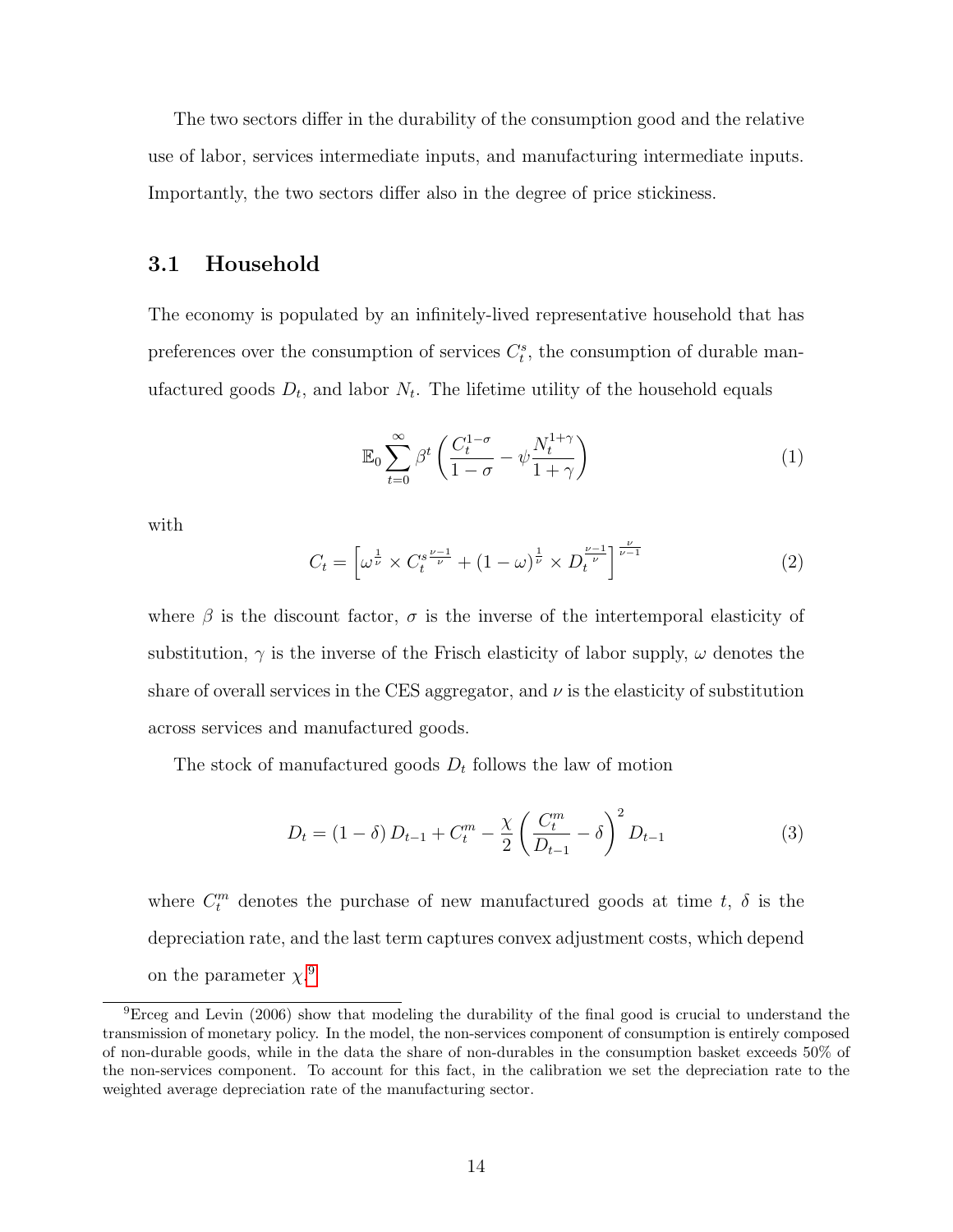The two sectors differ in the durability of the consumption good and the relative use of labor, services intermediate inputs, and manufacturing intermediate inputs. Importantly, the two sectors differ also in the degree of price stickiness.

## 3.1 Household

The economy is populated by an infinitely-lived representative household that has preferences over the consumption of services $C_t^s$, the consumption of durable manufactured goods $D_t$, and labor $N_t$. The lifetime utility of the household equals

$$\mathbb{E}_0 \sum_{t=0}^{\infty} \beta^t \left( \frac{C_t^{1-\sigma}}{1-\sigma} - \psi \frac{N_t^{1+\gamma}}{1+\gamma} \right) \tag{1}$$

with

$$C_t = \left[ \omega^{\frac{1}{\nu}} \times C_t^{s\frac{\nu-1}{\nu}} + (1-\omega)^{\frac{1}{\nu}} \times D_t^{\frac{\nu-1}{\nu}} \right]^{\frac{\nu}{\nu-1}} \tag{2}$$

where $\beta$ is the discount factor, $\sigma$ is the inverse of the intertemporal elasticity of substitution, $\gamma$ is the inverse of the Frisch elasticity of labor supply, $\omega$ denotes the share of overall services in the CES aggregator, and $\nu$ is the elasticity of substitution across services and manufactured goods.

The stock of manufactured goods $D_t$ follows the law of motion

$$D_t = (1-\delta) D_{t-1} + C_t^m - \frac{\chi}{2} \left( \frac{C_t^m}{D_{t-1}} - \delta \right)^2 D_{t-1} \tag{3}$$

where $C_t^m$ denotes the purchase of new manufactured goods at time $t$, $\delta$ is the depreciation rate, and the last term captures convex adjustment costs, which depend on the parameter $\chi$.[9]

[9] Erceg and Levin (2006) show that modeling the durability of the final good is crucial to understand the transmission of monetary policy. In the model, the non-services component of consumption is entirely composed of non-durable goods, while in the data the share of non-durables in the consumption basket exceeds 50% of the non-services component. To account for this fact, in the calibration we set the depreciation rate to the weighted average depreciation rate of the manufacturing sector.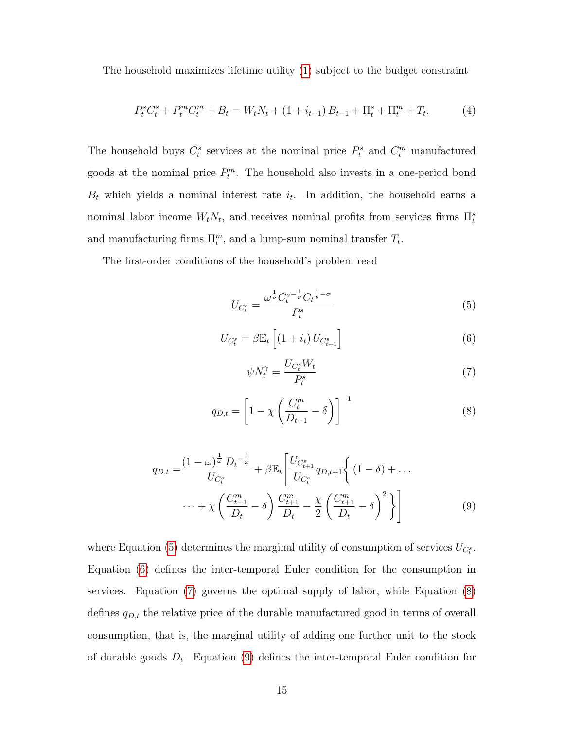The household maximizes lifetime utility (1) subject to the budget constraint

$$P_t^s C_t^s + P_t^m C_t^m + B_t = W_t N_t + (1 + i_{t-1}) B_{t-1} + \Pi_t^s + \Pi_t^m + T_t. \tag{4}$$

The household buys $C_t^s$ services at the nominal price $P_t^s$ and $C_t^m$ manufactured goods at the nominal price $P_t^m$. The household also invests in a one-period bond $B_t$ which yields a nominal interest rate $i_t$. In addition, the household earns a nominal labor income $W_t N_t$, and receives nominal profits from services firms $\Pi_t^s$ and manufacturing firms $\Pi_t^m$, and a lump-sum nominal transfer $T_t$.

The first-order conditions of the household's problem read

$$U_{C_t^s} = \frac{\omega^{\frac{1}{\nu}} {C_t^s}^{-\frac{1}{\nu}} {C_t}^{\frac{1}{\nu}-\sigma}}{P_t^s} \tag{5}$$

$$U_{C_t^s} = \beta \mathbb{E}_t \left[ (1 + i_t) U_{C_{t+1}^s} \right] \tag{6}$$

$$\psi N_t^{\gamma} = \frac{U_{C_t^s} W_t}{P_t^s} \tag{7}$$

$$q_{D,t} = \left[ 1 - \chi \left( \frac{C_t^m}{D_{t-1}} - \delta \right) \right]^{-1} \tag{8}$$

$$\begin{aligned} q_{D,t} = &\frac{(1-\omega)^{\frac{1}{\omega}} {D_t}^{-\frac{1}{\omega}}}{U_{C_t^s}} + \beta \mathbb{E}_t \Bigg[ \frac{U_{C_{t+1}^s}}{U_{C_t^s}} q_{D,t+1} \Bigg\{ (1-\delta) + \dots \\ &\dots + \chi \left( \frac{C_{t+1}^m}{D_t} - \delta \right) \frac{C_{t+1}^m}{D_t} - \frac{\chi}{2} \left( \frac{C_{t+1}^m}{D_t} - \delta \right)^2 \Bigg\} \Bigg] \end{aligned} \tag{9}$$

where Equation (5) determines the marginal utility of consumption of services $U_{C_t^s}$. Equation (6) defines the inter-temporal Euler condition for the consumption in services. Equation (7) governs the optimal supply of labor, while Equation (8) defines $q_{D,t}$ the relative price of the durable manufactured good in terms of overall consumption, that is, the marginal utility of adding one further unit to the stock of durable goods $D_t$. Equation (9) defines the inter-temporal Euler condition for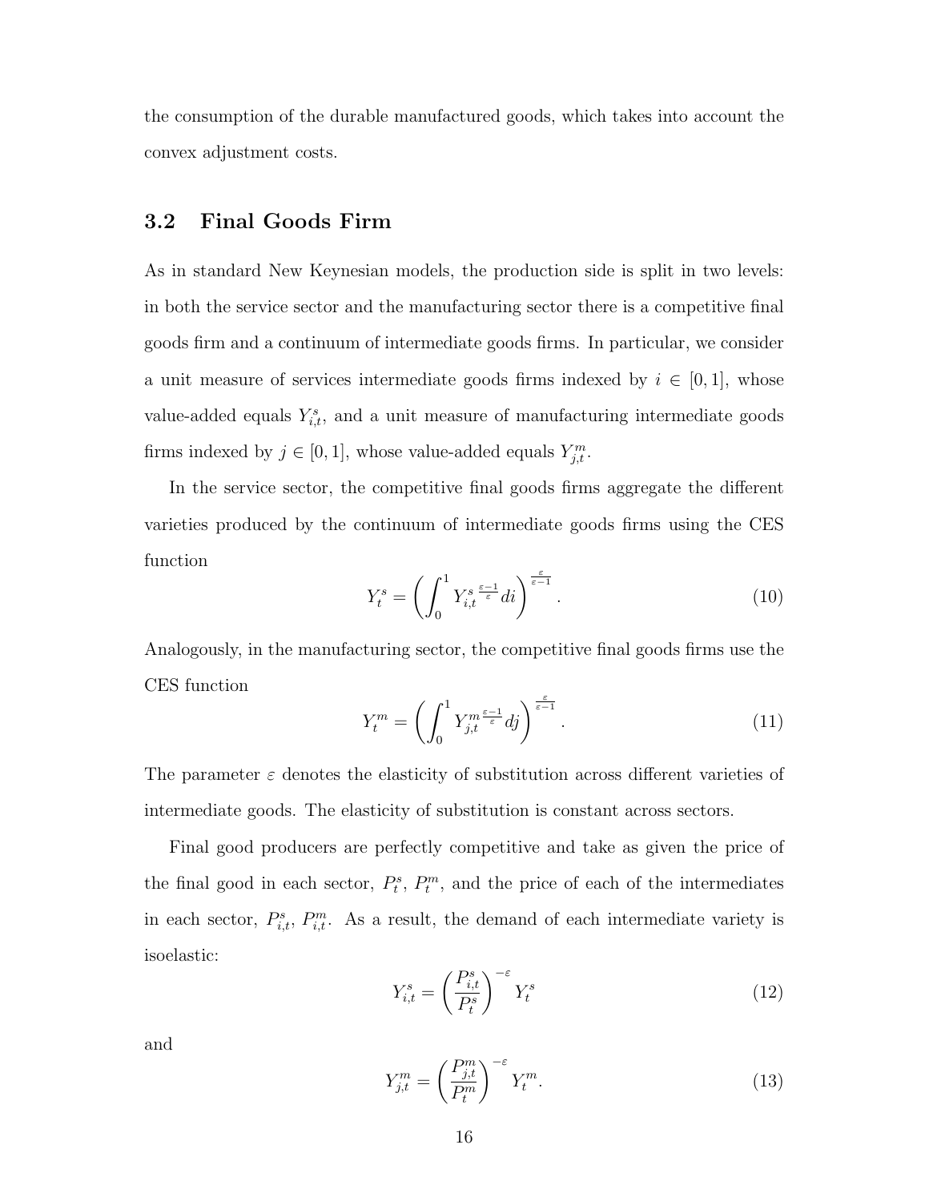the consumption of the durable manufactured goods, which takes into account the convex adjustment costs.

## 3.2 Final Goods Firm

As in standard New Keynesian models, the production side is split in two levels: in both the service sector and the manufacturing sector there is a competitive final goods firm and a continuum of intermediate goods firms. In particular, we consider a unit measure of services intermediate goods firms indexed by $i \in [0, 1]$, whose value-added equals $Y^s_{i,t}$, and a unit measure of manufacturing intermediate goods firms indexed by $j \in [0, 1]$, whose value-added equals $Y^m_{j,t}$.

In the service sector, the competitive final goods firms aggregate the different varieties produced by the continuum of intermediate goods firms using the CES function

$$Y^s_t = \left( \int_0^1 {Y^s_{i,t}}^{\frac{\varepsilon-1}{\varepsilon}} di \right)^{\frac{\varepsilon}{\varepsilon-1}}. \tag{10}$$

Analogously, in the manufacturing sector, the competitive final goods firms use the CES function

$$Y^m_t = \left( \int_0^1 {Y^m_{j,t}}^{\frac{\varepsilon-1}{\varepsilon}} dj \right)^{\frac{\varepsilon}{\varepsilon-1}}. \tag{11}$$

The parameter $\varepsilon$ denotes the elasticity of substitution across different varieties of intermediate goods. The elasticity of substitution is constant across sectors.

Final good producers are perfectly competitive and take as given the price of the final good in each sector, $P^s_t$, $P^m_t$, and the price of each of the intermediates in each sector, $P^s_{i,t}$, $P^m_{i,t}$. As a result, the demand of each intermediate variety is isoelastic:

$$Y^s_{i,t} = \left( \frac{P^s_{i,t}}{P^s_t} \right)^{-\varepsilon} Y^s_t \tag{12}$$

and

$$Y^m_{j,t} = \left( \frac{P^m_{j,t}}{P^m_t} \right)^{-\varepsilon} Y^m_t. \tag{13}$$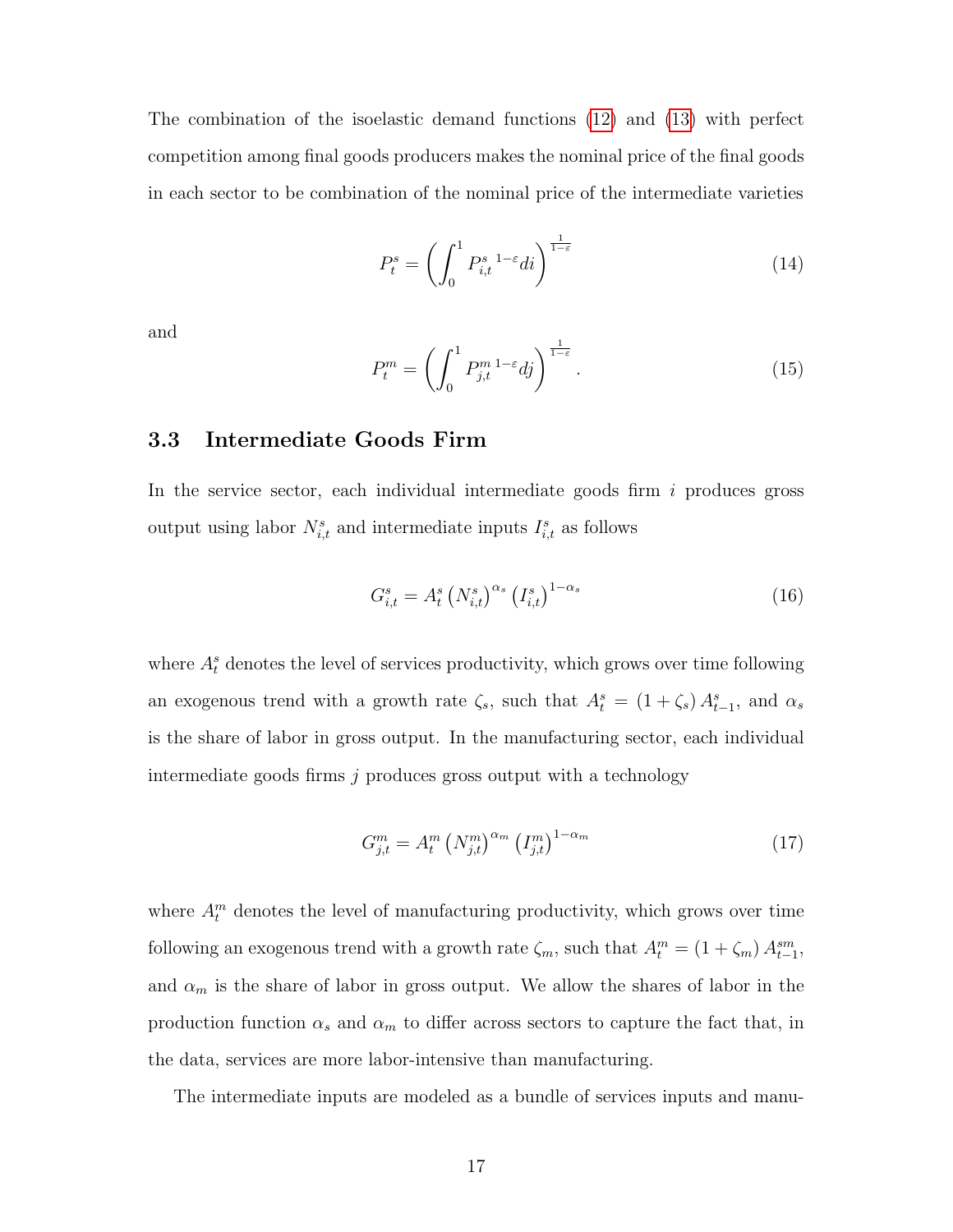The combination of the isoelastic demand functions (12) and (13) with perfect competition among final goods producers makes the nominal price of the final goods in each sector to be combination of the nominal price of the intermediate varieties

$$P_t^s = \left( \int_0^1 P_{i,t}^{s\ 1-\varepsilon} di \right)^{\frac{1}{1-\varepsilon}} \tag{14}$$

and

$$P_t^m = \left( \int_0^1 P_{j,t}^{m\ 1-\varepsilon} dj \right)^{\frac{1}{1-\varepsilon}}. \tag{15}$$

## 3.3 Intermediate Goods Firm

In the service sector, each individual intermediate goods firm $i$ produces gross output using labor $N_{i,t}^s$ and intermediate inputs $I_{i,t}^s$ as follows

$$G_{i,t}^s = A_t^s \left(N_{i,t}^s\right)^{\alpha_s} \left(I_{i,t}^s\right)^{1-\alpha_s} \tag{16}$$

where $A_t^s$ denotes the level of services productivity, which grows over time following an exogenous trend with a growth rate $\zeta_s$, such that $A_t^s = (1 + \zeta_s) A_{t-1}^s$, and $\alpha_s$ is the share of labor in gross output. In the manufacturing sector, each individual intermediate goods firms $j$ produces gross output with a technology

$$G_{j,t}^m = A_t^m \left(N_{j,t}^m\right)^{\alpha_m} \left(I_{j,t}^m\right)^{1-\alpha_m} \tag{17}$$

where $A_t^m$ denotes the level of manufacturing productivity, which grows over time following an exogenous trend with a growth rate $\zeta_m$, such that $A_t^m = (1 + \zeta_m) A_{t-1}^{sm}$, and $\alpha_m$ is the share of labor in gross output. We allow the shares of labor in the production function $\alpha_s$ and $\alpha_m$ to differ across sectors to capture the fact that, in the data, services are more labor-intensive than manufacturing.

The intermediate inputs are modeled as a bundle of services inputs and manu-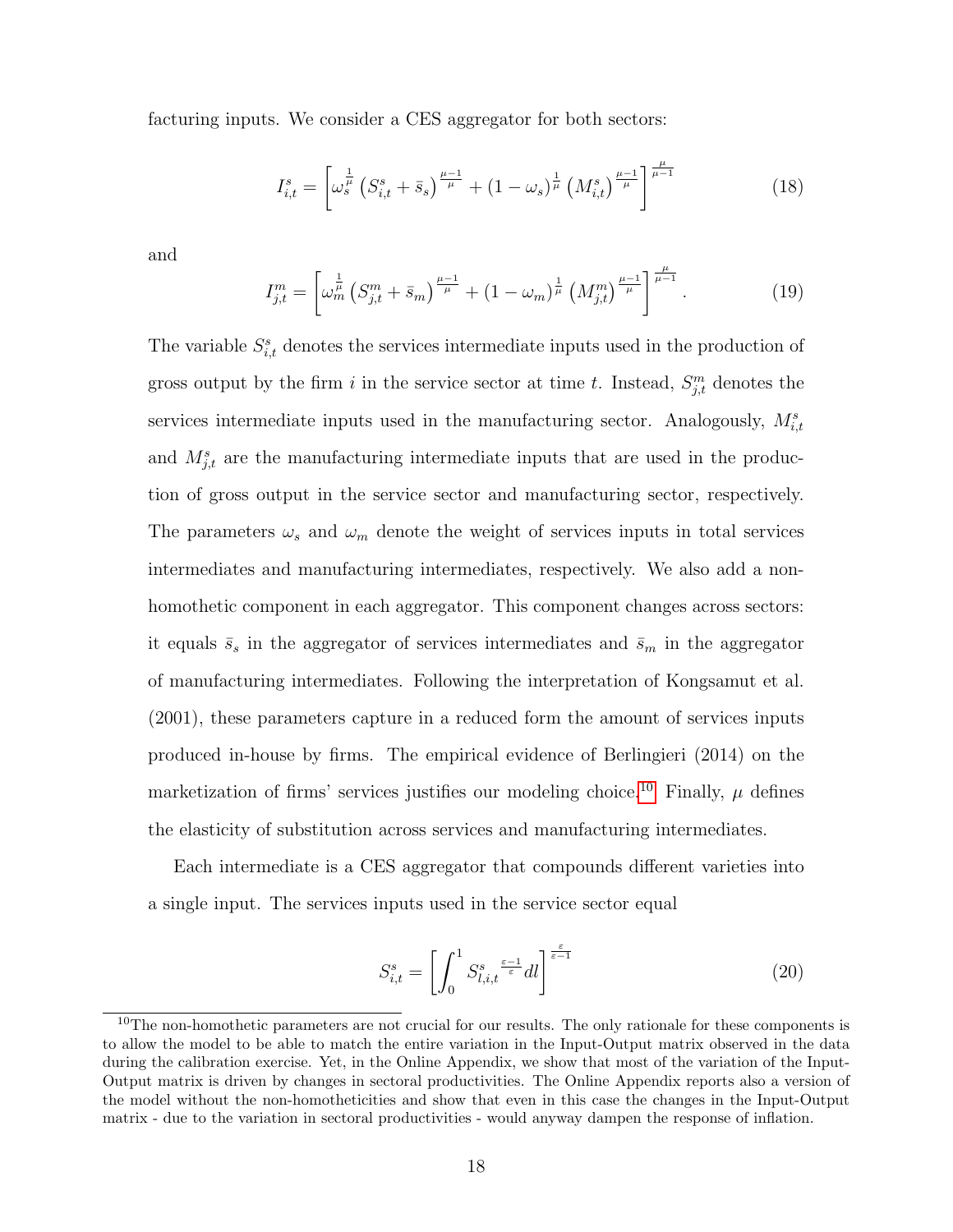facturing inputs. We consider a CES aggregator for both sectors:

$$I_{i,t}^{s} = \left[ \omega_s^{\frac{1}{\mu}} \left( S_{i,t}^{s} + \bar{s}_s \right)^{\frac{\mu-1}{\mu}} + (1-\omega_s)^{\frac{1}{\mu}} \left( M_{i,t}^{s} \right)^{\frac{\mu-1}{\mu}} \right]^{\frac{\mu}{\mu-1}} \tag{18}$$

and

$$I_{j,t}^{m} = \left[ \omega_m^{\frac{1}{\mu}} \left( S_{j,t}^{m} + \bar{s}_m \right)^{\frac{\mu-1}{\mu}} + (1-\omega_m)^{\frac{1}{\mu}} \left( M_{j,t}^{m} \right)^{\frac{\mu-1}{\mu}} \right]^{\frac{\mu}{\mu-1}}. \tag{19}$$

The variable $S_{i,t}^{s}$ denotes the services intermediate inputs used in the production of gross output by the firm $i$ in the service sector at time $t$. Instead, $S_{j,t}^{m}$ denotes the services intermediate inputs used in the manufacturing sector. Analogously, $M_{i,t}^{s}$ and $M_{j,t}^{s}$ are the manufacturing intermediate inputs that are used in the production of gross output in the service sector and manufacturing sector, respectively. The parameters $\omega_s$ and $\omega_m$ denote the weight of services inputs in total services intermediates and manufacturing intermediates, respectively. We also add a non-homothetic component in each aggregator. This component changes across sectors: it equals $\bar{s}_s$ in the aggregator of services intermediates and $\bar{s}_m$ in the aggregator of manufacturing intermediates. Following the interpretation of Kongsamut et al. (2001), these parameters capture in a reduced form the amount of services inputs produced in-house by firms. The empirical evidence of Berlingieri (2014) on the marketization of firms' services justifies our modeling choice.[10] Finally, $\mu$ defines the elasticity of substitution across services and manufacturing intermediates.

Each intermediate is a CES aggregator that compounds different varieties into a single input. The services inputs used in the service sector equal

$$S_{i,t}^{s} = \left[ \int_0^1 {S_{l,i,t}^{s}}^{\frac{\varepsilon-1}{\varepsilon}} dl \right]^{\frac{\varepsilon}{\varepsilon-1}} \tag{20}$$

[10] The non-homothetic parameters are not crucial for our results. The only rationale for these components is to allow the model to be able to match the entire variation in the Input-Output matrix observed in the data during the calibration exercise. Yet, in the Online Appendix, we show that most of the variation of the Input-Output matrix is driven by changes in sectoral productivities. The Online Appendix reports also a version of the model without the non-homotheticities and show that even in this case the changes in the Input-Output matrix - due to the variation in sectoral productivities - would anyway dampen the response of inflation.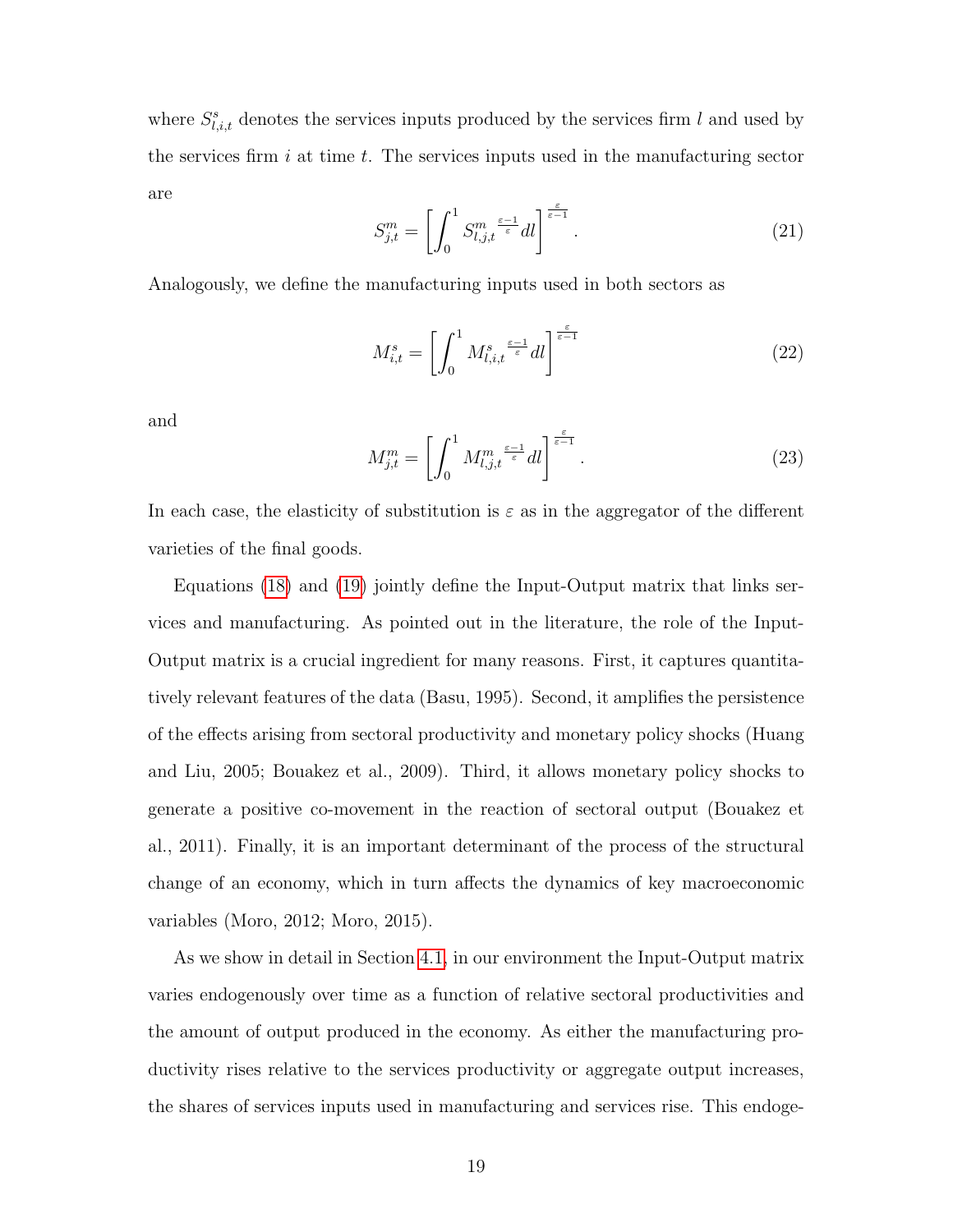where $S^s_{l,i,t}$ denotes the services inputs produced by the services firm $l$ and used by the services firm $i$ at time $t$. The services inputs used in the manufacturing sector are

$$S^m_{j,t} = \left[ \int_0^1 {S^m_{l,j,t}}^{\frac{\varepsilon-1}{\varepsilon}} dl \right]^{\frac{\varepsilon}{\varepsilon-1}}. \tag{21}$$

Analogously, we define the manufacturing inputs used in both sectors as

$$M^s_{i,t} = \left[ \int_0^1 {M^s_{l,i,t}}^{\frac{\varepsilon-1}{\varepsilon}} dl \right]^{\frac{\varepsilon}{\varepsilon-1}} \tag{22}$$

and

$$M^m_{j,t} = \left[ \int_0^1 {M^m_{l,j,t}}^{\frac{\varepsilon-1}{\varepsilon}} dl \right]^{\frac{\varepsilon}{\varepsilon-1}}. \tag{23}$$

In each case, the elasticity of substitution is $\varepsilon$ as in the aggregator of the different varieties of the final goods.

Equations (18) and (19) jointly define the Input-Output matrix that links services and manufacturing. As pointed out in the literature, the role of the Input-Output matrix is a crucial ingredient for many reasons. First, it captures quantitatively relevant features of the data (Basu, 1995). Second, it amplifies the persistence of the effects arising from sectoral productivity and monetary policy shocks (Huang and Liu, 2005; Bouakez et al., 2009). Third, it allows monetary policy shocks to generate a positive co-movement in the reaction of sectoral output (Bouakez et al., 2011). Finally, it is an important determinant of the process of the structural change of an economy, which in turn affects the dynamics of key macroeconomic variables (Moro, 2012; Moro, 2015).

As we show in detail in Section 4.1, in our environment the Input-Output matrix varies endogenously over time as a function of relative sectoral productivities and the amount of output produced in the economy. As either the manufacturing productivity rises relative to the services productivity or aggregate output increases, the shares of services inputs used in manufacturing and services rise. This endoge-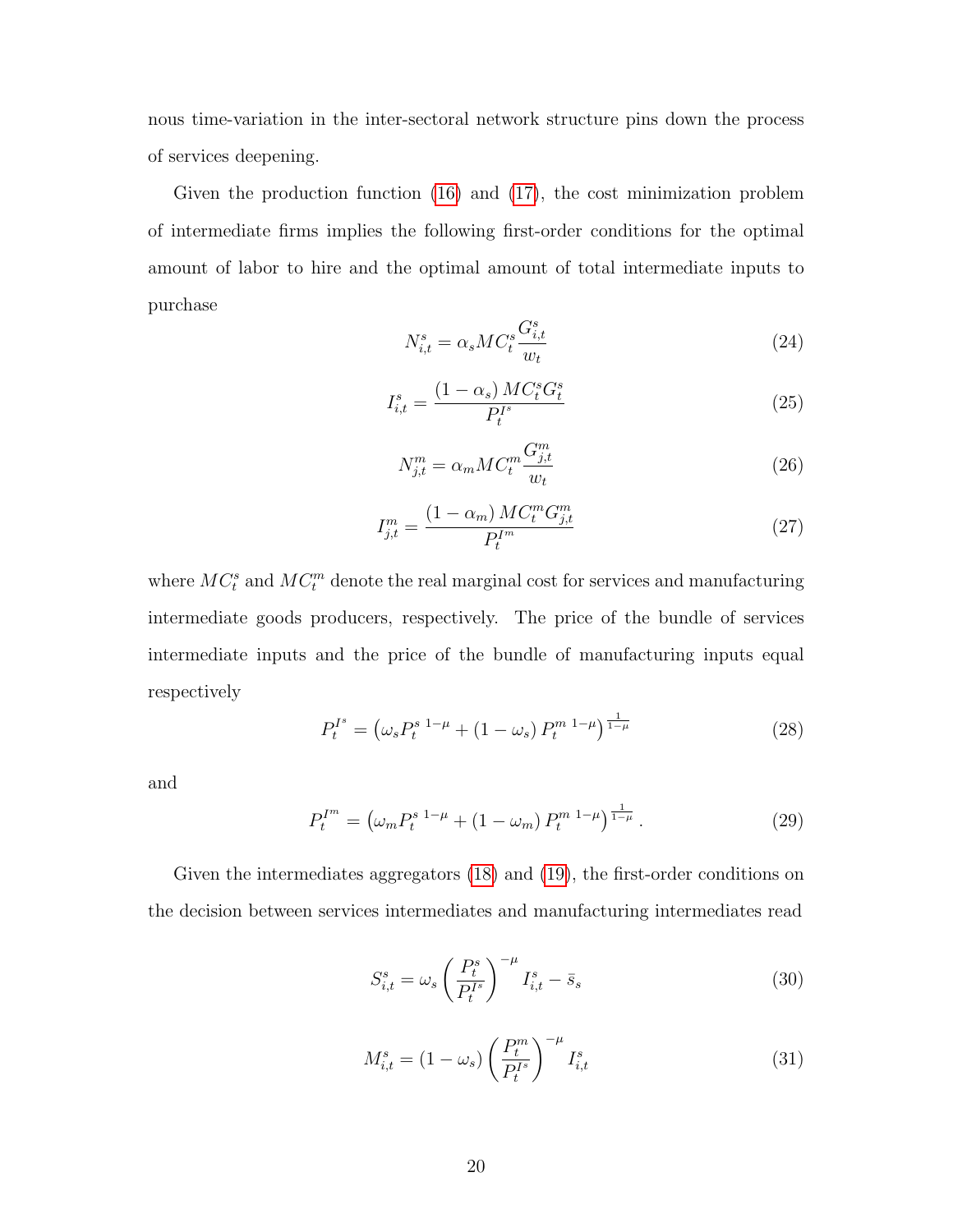nous time-variation in the inter-sectoral network structure pins down the process of services deepening.

Given the production function (16) and (17), the cost minimization problem of intermediate firms implies the following first-order conditions for the optimal amount of labor to hire and the optimal amount of total intermediate inputs to purchase

$$N_{i,t}^{s} = \alpha_s MC_t^s \frac{G_{i,t}^{s}}{w_t} \tag{24}$$

$$I_{i,t}^{s} = \frac{(1-\alpha_s) MC_t^s G_t^s}{P_t^{I^s}} \tag{25}$$

$$N_{j,t}^{m} = \alpha_m MC_t^m \frac{G_{j,t}^{m}}{w_t} \tag{26}$$

$$I_{j,t}^{m} = \frac{(1-\alpha_m) MC_t^m G_{j,t}^m}{P_t^{I^m}} \tag{27}$$

where $MC_t^s$ and $MC_t^m$ denote the real marginal cost for services and manufacturing intermediate goods producers, respectively. The price of the bundle of services intermediate inputs and the price of the bundle of manufacturing inputs equal respectively

$$P_t^{I^s} = \left(\omega_s P_t^{s\ 1-\mu} + (1-\omega_s) P_t^{m\ 1-\mu}\right)^{\frac{1}{1-\mu}} \tag{28}$$

and

$$P_t^{I^m} = \left(\omega_m P_t^{s\ 1-\mu} + (1-\omega_m) P_t^{m\ 1-\mu}\right)^{\frac{1}{1-\mu}}. \tag{29}$$

Given the intermediates aggregators (18) and (19), the first-order conditions on the decision between services intermediates and manufacturing intermediates read

$$S_{i,t}^{s} = \omega_s \left(\frac{P_t^s}{P_t^{I^s}}\right)^{-\mu} I_{i,t}^{s} - \bar{s}_s \tag{30}$$

$$M_{i,t}^{s} = (1-\omega_s) \left(\frac{P_t^m}{P_t^{I^s}}\right)^{-\mu} I_{i,t}^{s} \tag{31}$$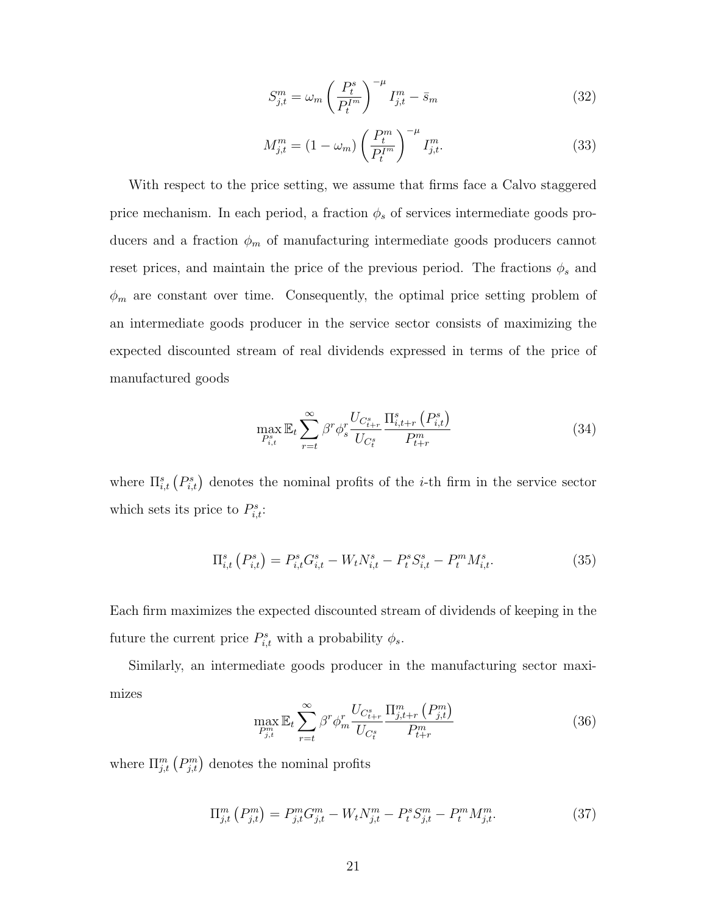$$S_{j,t}^{m} = \omega_m \left( \frac{P_t^s}{P_t^{I^m}} \right)^{-\mu} I_{j,t}^{m} - \bar{s}_m \tag{32}$$

$$M_{j,t}^{m} = (1 - \omega_m) \left( \frac{P_t^m}{P_t^{I^m}} \right)^{-\mu} I_{j,t}^{m}. \tag{33}$$

With respect to the price setting, we assume that firms face a Calvo staggered price mechanism. In each period, a fraction $\phi_s$ of services intermediate goods producers and a fraction $\phi_m$ of manufacturing intermediate goods producers cannot reset prices, and maintain the price of the previous period. The fractions $\phi_s$ and $\phi_m$ are constant over time. Consequently, the optimal price setting problem of an intermediate goods producer in the service sector consists of maximizing the expected discounted stream of real dividends expressed in terms of the price of manufactured goods

$$\max_{P_{i,t}^s} \mathbb{E}_t \sum_{r=t}^{\infty} \beta^r \phi_s^r \frac{U_{C_{t+r}^s}}{U_{C_t^s}} \frac{\Pi_{i,t+r}^s \left( P_{i,t}^s \right)}{P_{t+r}^m} \tag{34}$$

where $\Pi_{i,t}^s \left( P_{i,t}^s \right)$ denotes the nominal profits of the $i$-th firm in the service sector which sets its price to $P_{i,t}^s$:

$$\Pi_{i,t}^s \left( P_{i,t}^s \right) = P_{i,t}^s G_{i,t}^s - W_t N_{i,t}^s - P_t^s S_{i,t}^s - P_t^m M_{i,t}^s. \tag{35}$$

Each firm maximizes the expected discounted stream of dividends of keeping in the future the current price $P_{i,t}^s$ with a probability $\phi_s$.

Similarly, an intermediate goods producer in the manufacturing sector maximizes

$$\max_{P_{j,t}^m} \mathbb{E}_t \sum_{r=t}^{\infty} \beta^r \phi_m^r \frac{U_{C_{t+r}^s}}{U_{C_t^s}} \frac{\Pi_{j,t+r}^m \left( P_{j,t}^m \right)}{P_{t+r}^m} \tag{36}$$

where $\Pi_{j,t}^m \left( P_{j,t}^m \right)$ denotes the nominal profits

$$\Pi_{j,t}^m \left( P_{j,t}^m \right) = P_{j,t}^m G_{j,t}^m - W_t N_{j,t}^m - P_t^s S_{j,t}^m - P_t^m M_{j,t}^m. \tag{37}$$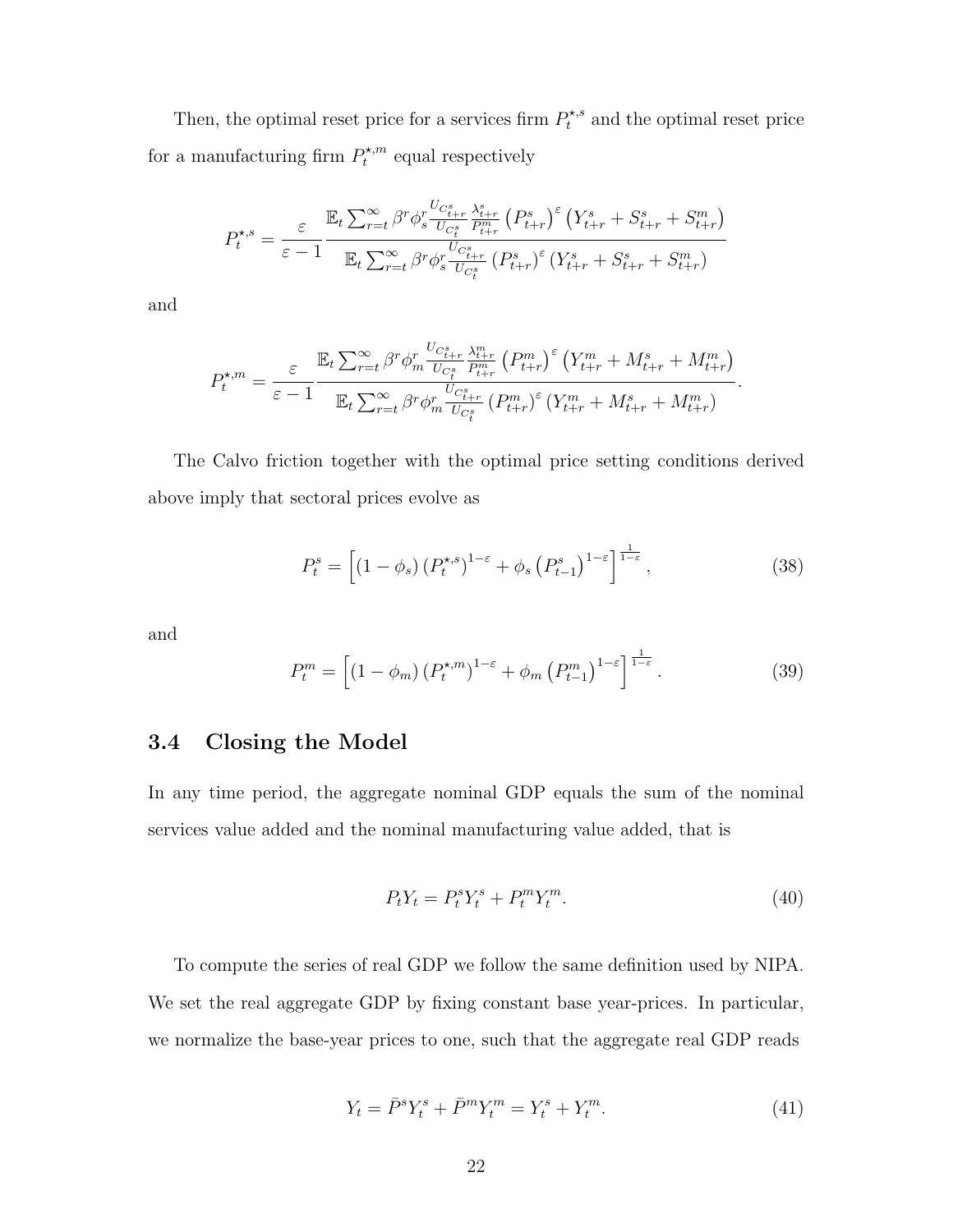Then, the optimal reset price for a services firm $P_t^{\star,s}$ and the optimal reset price for a manufacturing firm $P_t^{\star,m}$ equal respectively

$$P_t^{\star,s} = \frac{\varepsilon}{\varepsilon - 1} \frac{\mathbb{E}_t \sum_{r=t}^{\infty} \beta^r \phi_s^r \frac{U_{C_{t+r}^s}}{U_{C_t^s}} \frac{\lambda_{t+r}^s}{P_{t+r}^m} \left(P_{t+r}^s\right)^{\varepsilon} \left(Y_{t+r}^s + S_{t+r}^s + S_{t+r}^m\right)}{\mathbb{E}_t \sum_{r=t}^{\infty} \beta^r \phi_s^r \frac{U_{C_{t+r}^s}}{U_{C_t^s}} \left(P_{t+r}^s\right)^{\varepsilon} \left(Y_{t+r}^s + S_{t+r}^s + S_{t+r}^m\right)}$$

and

$$P_t^{\star,m} = \frac{\varepsilon}{\varepsilon - 1} \frac{\mathbb{E}_t \sum_{r=t}^{\infty} \beta^r \phi_m^r \frac{U_{C_{t+r}^s}}{U_{C_t^s}} \frac{\lambda_{t+r}^m}{P_{t+r}^m} \left(P_{t+r}^m\right)^{\varepsilon} \left(Y_{t+r}^m + M_{t+r}^s + M_{t+r}^m\right)}{\mathbb{E}_t \sum_{r=t}^{\infty} \beta^r \phi_m^r \frac{U_{C_{t+r}^s}}{U_{C_t^s}} \left(P_{t+r}^m\right)^{\varepsilon} \left(Y_{t+r}^m + M_{t+r}^s + M_{t+r}^m\right)}.$$

The Calvo friction together with the optimal price setting conditions derived above imply that sectoral prices evolve as

$$P_t^s = \left[(1 - \phi_s) \left(P_t^{\star,s}\right)^{1-\varepsilon} + \phi_s \left(P_{t-1}^s\right)^{1-\varepsilon}\right]^{\frac{1}{1-\varepsilon}}, \tag{38}$$

and

$$P_t^m = \left[(1 - \phi_m) \left(P_t^{\star,m}\right)^{1-\varepsilon} + \phi_m \left(P_{t-1}^m\right)^{1-\varepsilon}\right]^{\frac{1}{1-\varepsilon}}. \tag{39}$$

### 3.4 Closing the Model

In any time period, the aggregate nominal GDP equals the sum of the nominal services value added and the nominal manufacturing value added, that is

$$P_t Y_t = P_t^s Y_t^s + P_t^m Y_t^m. \tag{40}$$

To compute the series of real GDP we follow the same definition used by NIPA. We set the real aggregate GDP by fixing constant base year-prices. In particular, we normalize the base-year prices to one, such that the aggregate real GDP reads

$$Y_t = \bar{P}^s Y_t^s + \bar{P}^m Y_t^m = Y_t^s + Y_t^m. \tag{41}$$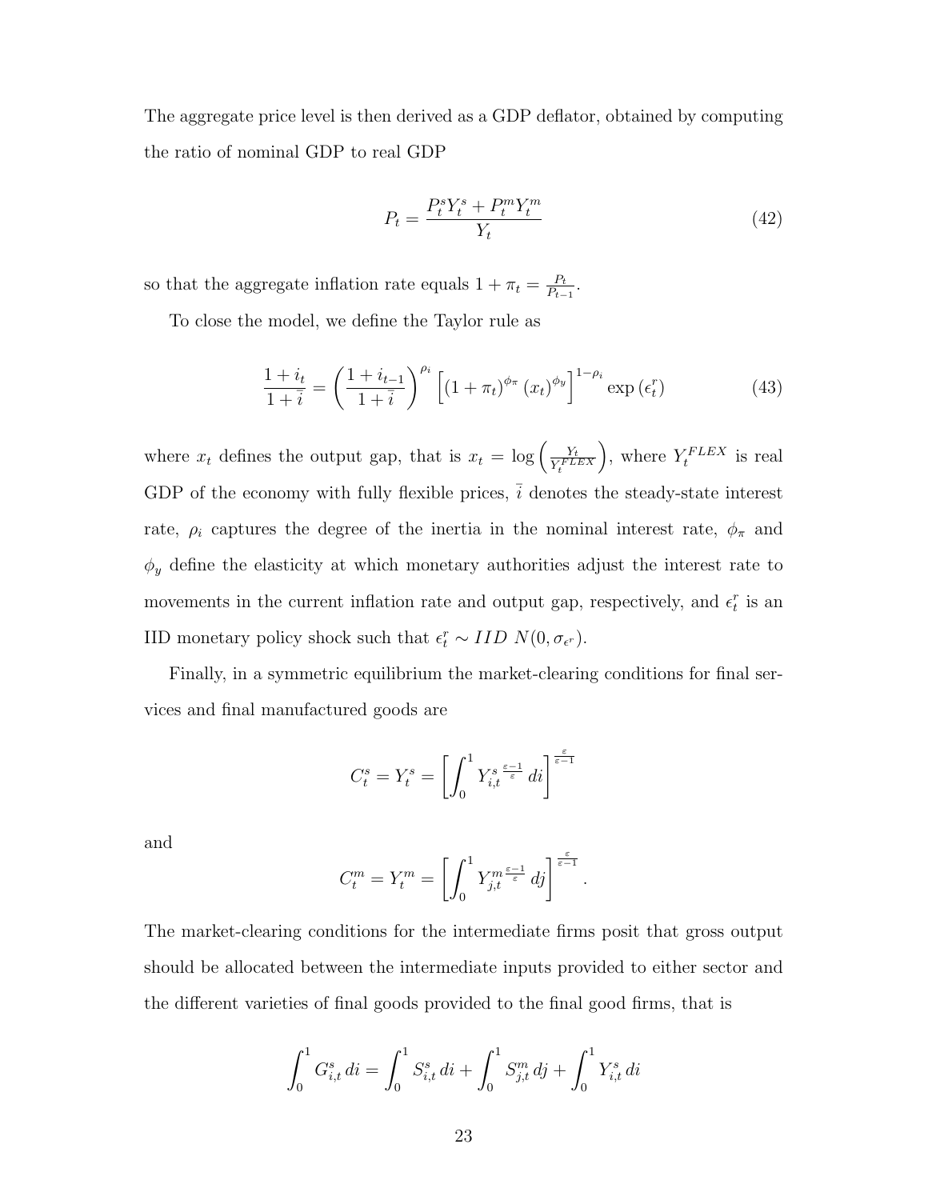The aggregate price level is then derived as a GDP deflator, obtained by computing the ratio of nominal GDP to real GDP

$$P_t = \frac{P_t^s Y_t^s + P_t^m Y_t^m}{Y_t} \tag{42}$$

so that the aggregate inflation rate equals $1 + \pi_t = \frac{P_t}{P_{t-1}}$.

To close the model, we define the Taylor rule as

$$\frac{1+i_t}{1+\bar{i}} = \left(\frac{1+i_{t-1}}{1+\bar{i}}\right)^{\rho_i} \left[(1+\pi_t)^{\phi_\pi} (x_t)^{\phi_y}\right]^{1-\rho_i} \exp\left(\epsilon_t^r\right) \tag{43}$$

where $x_t$ defines the output gap, that is $x_t = \log\left(\frac{Y_t}{Y_t^{FLEX}}\right)$, where $Y_t^{FLEX}$ is real GDP of the economy with fully flexible prices, $\bar{i}$ denotes the steady-state interest rate, $\rho_i$ captures the degree of the inertia in the nominal interest rate, $\phi_\pi$ and $\phi_y$ define the elasticity at which monetary authorities adjust the interest rate to movements in the current inflation rate and output gap, respectively, and $\epsilon_t^r$ is an IID monetary policy shock such that $\epsilon_t^r \sim IID\ N(0, \sigma_{\epsilon^r})$.

Finally, in a symmetric equilibrium the market-clearing conditions for final services and final manufactured goods are

$$C_t^s = Y_t^s = \left[\int_0^1 Y_{i,t}^{s\,\frac{\varepsilon-1}{\varepsilon}}\, di\right]^{\frac{\varepsilon}{\varepsilon-1}}$$

and

$$C_t^m = Y_t^m = \left[\int_0^1 Y_{j,t}^{m\,\frac{\varepsilon-1}{\varepsilon}}\, dj\right]^{\frac{\varepsilon}{\varepsilon-1}}.$$

The market-clearing conditions for the intermediate firms posit that gross output should be allocated between the intermediate inputs provided to either sector and the different varieties of final goods provided to the final good firms, that is

$$\int_0^1 G_{i,t}^s\, di = \int_0^1 S_{i,t}^s\, di + \int_0^1 S_{j,t}^m\, dj + \int_0^1 Y_{i,t}^s\, di$$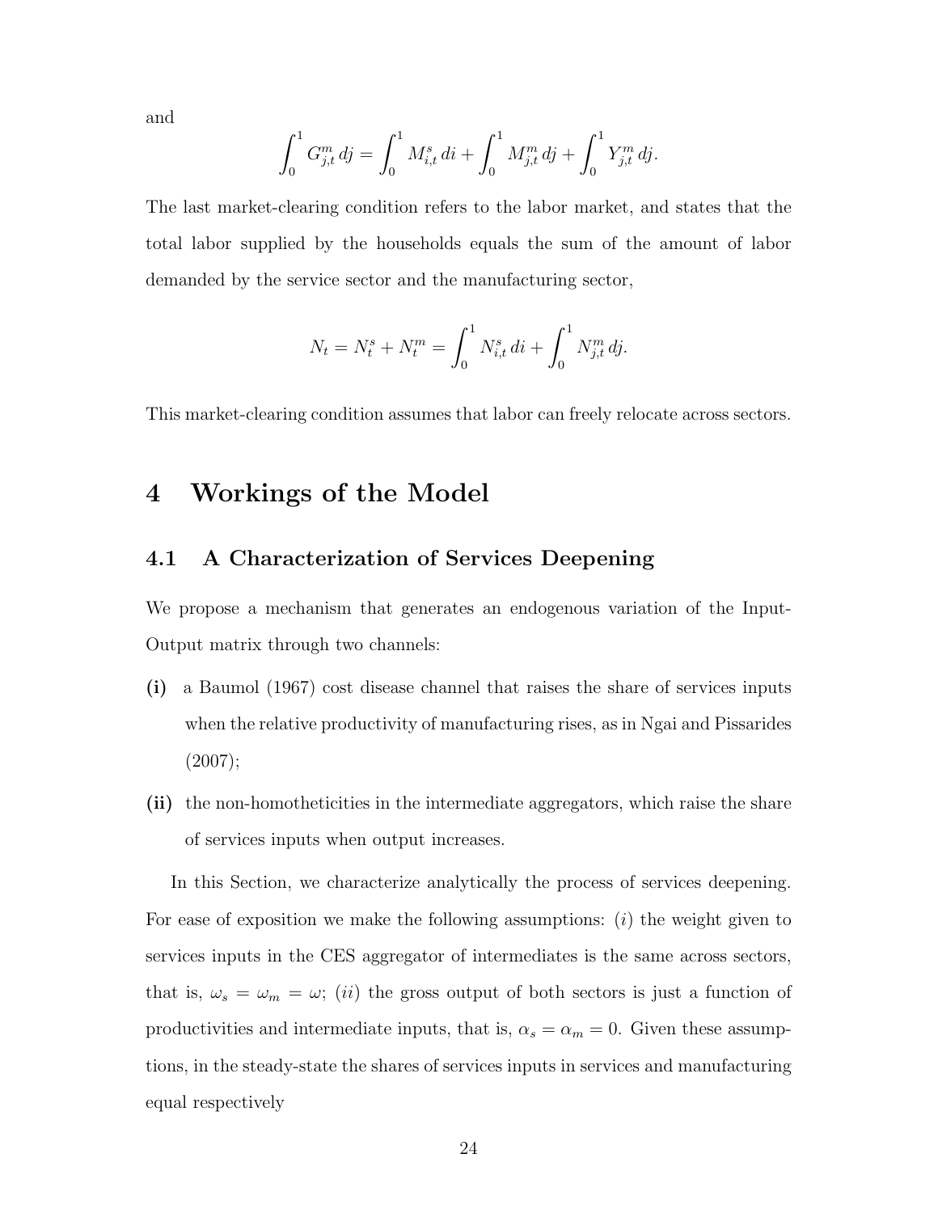and

$$\int_0^1 G^m_{j,t}\, dj = \int_0^1 M^s_{i,t}\, di + \int_0^1 M^m_{j,t}\, dj + \int_0^1 Y^m_{j,t}\, dj.$$

The last market-clearing condition refers to the labor market, and states that the total labor supplied by the households equals the sum of the amount of labor demanded by the service sector and the manufacturing sector,

$$N_t = N^s_t + N^m_t = \int_0^1 N^s_{i,t}\, di + \int_0^1 N^m_{j,t}\, dj.$$

This market-clearing condition assumes that labor can freely relocate across sectors.

# 4 Workings of the Model

## 4.1 A Characterization of Services Deepening

We propose a mechanism that generates an endogenous variation of the Input-Output matrix through two channels:

**(i)** a Baumol (1967) cost disease channel that raises the share of services inputs when the relative productivity of manufacturing rises, as in Ngai and Pissarides (2007);

**(ii)** the non-homotheticicities in the intermediate aggregators, which raise the share of services inputs when output increases.

In this Section, we characterize analytically the process of services deepening. For ease of exposition we make the following assumptions: $(i)$ the weight given to services inputs in the CES aggregator of intermediates is the same across sectors, that is, $\omega_s = \omega_m = \omega$; $(ii)$ the gross output of both sectors is just a function of productivities and intermediate inputs, that is, $\alpha_s = \alpha_m = 0$. Given these assumptions, in the steady-state the shares of services inputs in services and manufacturing equal respectively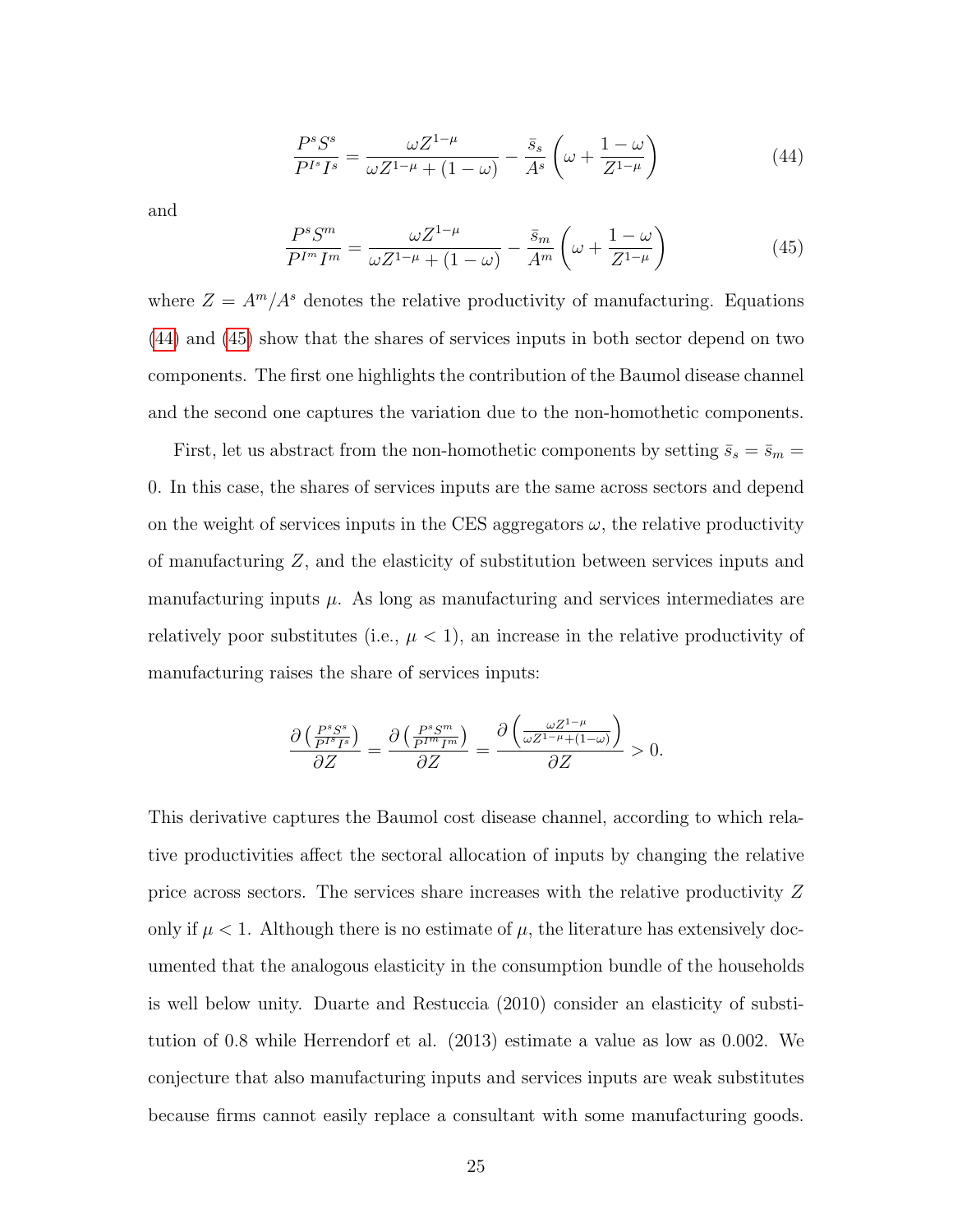$$\frac{P^s S^s}{P^{I^s} I^s} = \frac{\omega Z^{1-\mu}}{\omega Z^{1-\mu} + (1-\omega)} - \frac{\bar{s}_s}{A^s}\left(\omega + \frac{1-\omega}{Z^{1-\mu}}\right) \tag{44}$$

and

$$\frac{P^s S^m}{P^{I^m} I^m} = \frac{\omega Z^{1-\mu}}{\omega Z^{1-\mu} + (1-\omega)} - \frac{\bar{s}_m}{A^m}\left(\omega + \frac{1-\omega}{Z^{1-\mu}}\right) \tag{45}$$

where $Z = A^m/A^s$ denotes the relative productivity of manufacturing. Equations (44) and (45) show that the shares of services inputs in both sector depend on two components. The first one highlights the contribution of the Baumol disease channel and the second one captures the variation due to the non-homothetic components.

First, let us abstract from the non-homothetic components by setting $\bar{s}_s = \bar{s}_m = 0$. In this case, the shares of services inputs are the same across sectors and depend on the weight of services inputs in the CES aggregators $\omega$, the relative productivity of manufacturing $Z$, and the elasticity of substitution between services inputs and manufacturing inputs $\mu$. As long as manufacturing and services intermediates are relatively poor substitutes (i.e., $\mu < 1$), an increase in the relative productivity of manufacturing raises the share of services inputs:

$$\frac{\partial\left(\frac{P^s S^s}{P^{I^s} I^s}\right)}{\partial Z} = \frac{\partial\left(\frac{P^s S^m}{P^{I^m} I^m}\right)}{\partial Z} = \frac{\partial\left(\frac{\omega Z^{1-\mu}}{\omega Z^{1-\mu}+(1-\omega)}\right)}{\partial Z} > 0.$$

This derivative captures the Baumol cost disease channel, according to which relative productivities affect the sectoral allocation of inputs by changing the relative price across sectors. The services share increases with the relative productivity $Z$ only if $\mu < 1$. Although there is no estimate of $\mu$, the literature has extensively documented that the analogous elasticity in the consumption bundle of the households is well below unity. Duarte and Restuccia (2010) consider an elasticity of substitution of 0.8 while Herrendorf et al. (2013) estimate a value as low as 0.002. We conjecture that also manufacturing inputs and services inputs are weak substitutes because firms cannot easily replace a consultant with some manufacturing goods.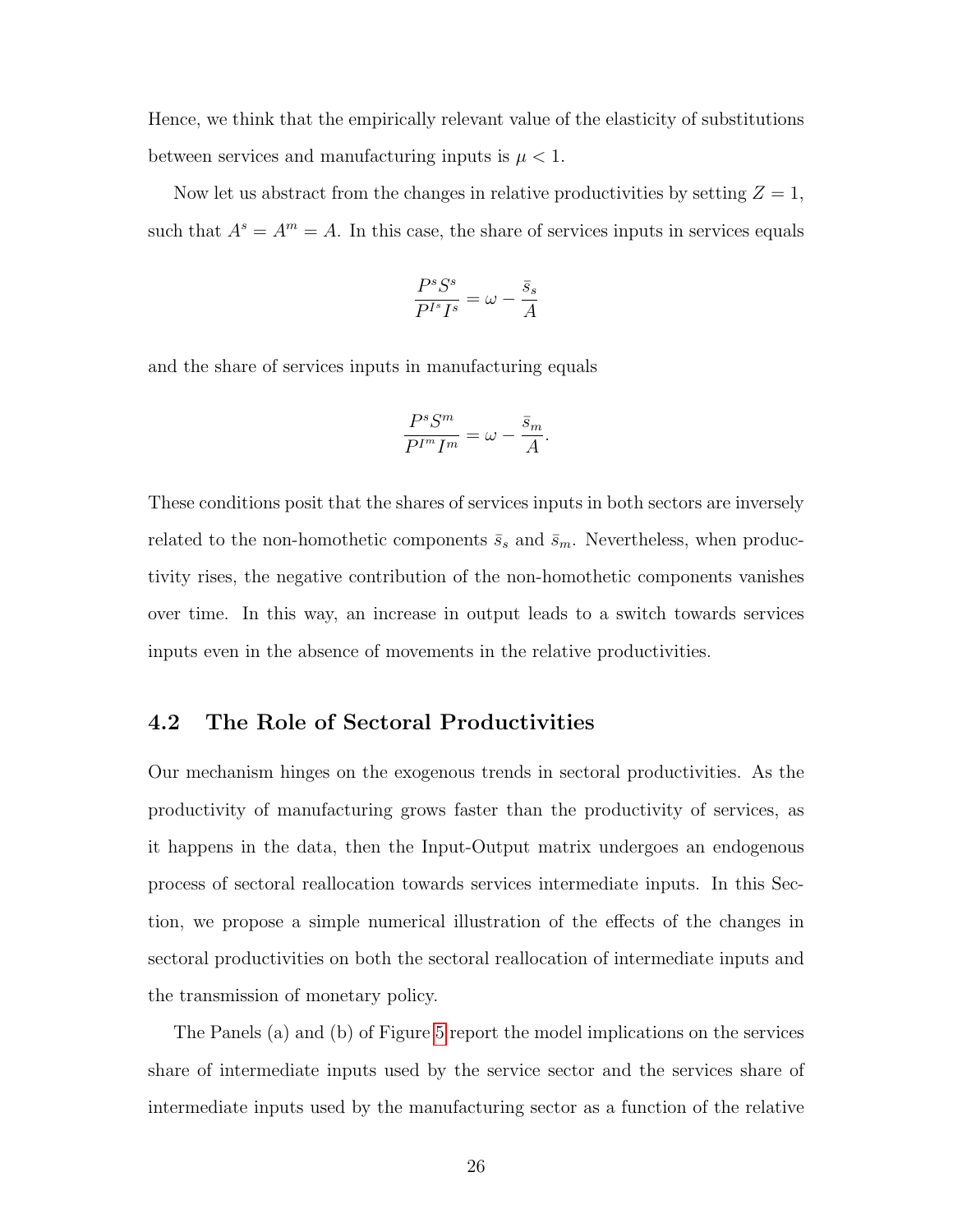Hence, we think that the empirically relevant value of the elasticity of substitutions between services and manufacturing inputs is $\mu < 1$.

Now let us abstract from the changes in relative productivities by setting $Z = 1$, such that $A^s = A^m = A$. In this case, the share of services inputs in services equals

$$\frac{P^s S^s}{P^{I^s} I^s} = \omega - \frac{\bar{s}_s}{A}$$

and the share of services inputs in manufacturing equals

$$\frac{P^s S^m}{P^{I^m} I^m} = \omega - \frac{\bar{s}_m}{A}.$$

These conditions posit that the shares of services inputs in both sectors are inversely related to the non-homothetic components $\bar{s}_s$ and $\bar{s}_m$. Nevertheless, when productivity rises, the negative contribution of the non-homothetic components vanishes over time. In this way, an increase in output leads to a switch towards services inputs even in the absence of movements in the relative productivities.

## 4.2 The Role of Sectoral Productivities

Our mechanism hinges on the exogenous trends in sectoral productivities. As the productivity of manufacturing grows faster than the productivity of services, as it happens in the data, then the Input-Output matrix undergoes an endogenous process of sectoral reallocation towards services intermediate inputs. In this Section, we propose a simple numerical illustration of the effects of the changes in sectoral productivities on both the sectoral reallocation of intermediate inputs and the transmission of monetary policy.

The Panels (a) and (b) of Figure 5 report the model implications on the services share of intermediate inputs used by the service sector and the services share of intermediate inputs used by the manufacturing sector as a function of the relative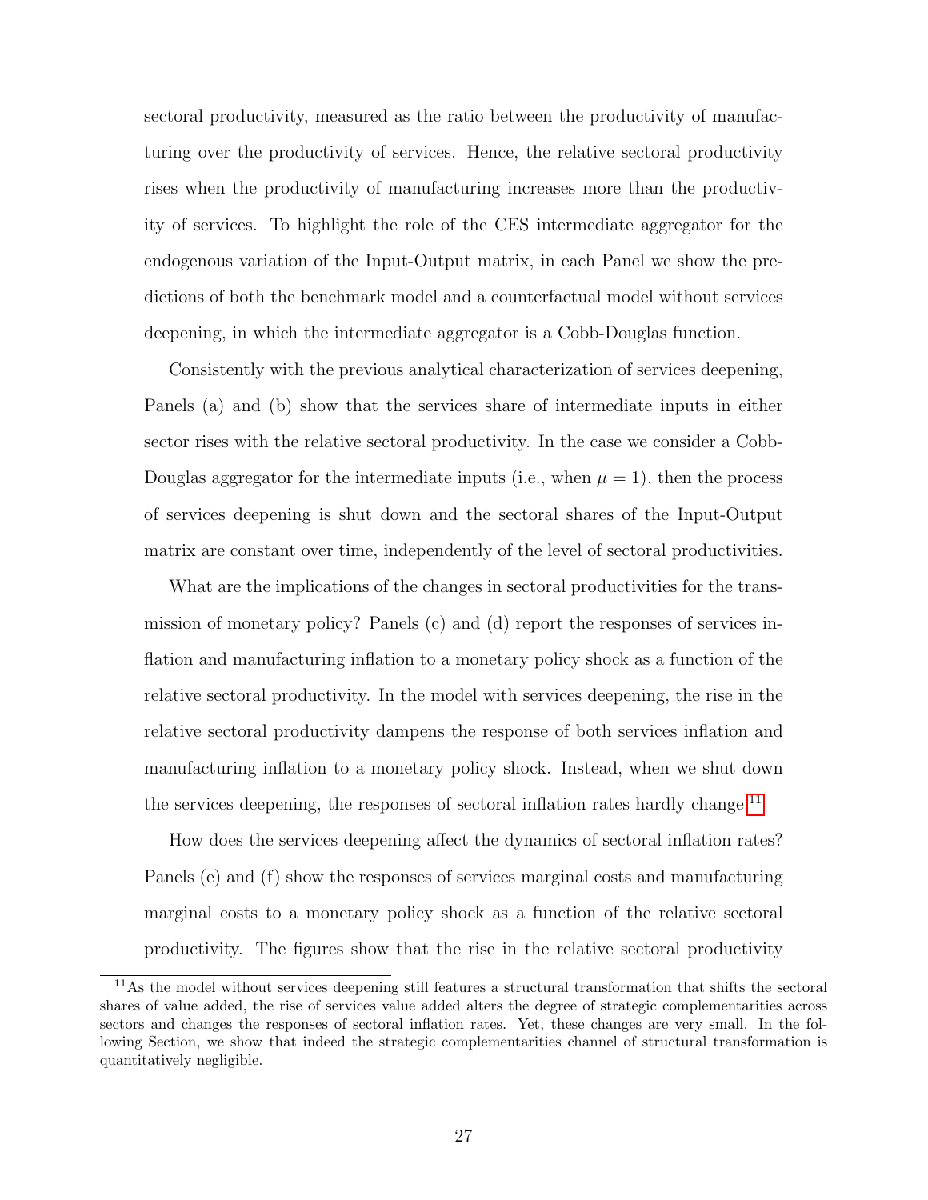sectoral productivity, measured as the ratio between the productivity of manufacturing over the productivity of services. Hence, the relative sectoral productivity rises when the productivity of manufacturing increases more than the productivity of services. To highlight the role of the CES intermediate aggregator for the endogenous variation of the Input-Output matrix, in each Panel we show the predictions of both the benchmark model and a counterfactual model without services deepening, in which the intermediate aggregator is a Cobb-Douglas function.

Consistently with the previous analytical characterization of services deepening, Panels (a) and (b) show that the services share of intermediate inputs in either sector rises with the relative sectoral productivity. In the case we consider a Cobb-Douglas aggregator for the intermediate inputs (i.e., when $\mu = 1$), then the process of services deepening is shut down and the sectoral shares of the Input-Output matrix are constant over time, independently of the level of sectoral productivities.

What are the implications of the changes in sectoral productivities for the transmission of monetary policy? Panels (c) and (d) report the responses of services inflation and manufacturing inflation to a monetary policy shock as a function of the relative sectoral productivity. In the model with services deepening, the rise in the relative sectoral productivity dampens the response of both services inflation and manufacturing inflation to a monetary policy shock. Instead, when we shut down the services deepening, the responses of sectoral inflation rates hardly change.[11]

How does the services deepening affect the dynamics of sectoral inflation rates? Panels (e) and (f) show the responses of services marginal costs and manufacturing marginal costs to a monetary policy shock as a function of the relative sectoral productivity. The figures show that the rise in the relative sectoral productivity

[11] As the model without services deepening still features a structural transformation that shifts the sectoral shares of value added, the rise of services value added alters the degree of strategic complementarities across sectors and changes the responses of sectoral inflation rates. Yet, these changes are very small. In the following Section, we show that indeed the strategic complementarities channel of structural transformation is quantitatively negligible.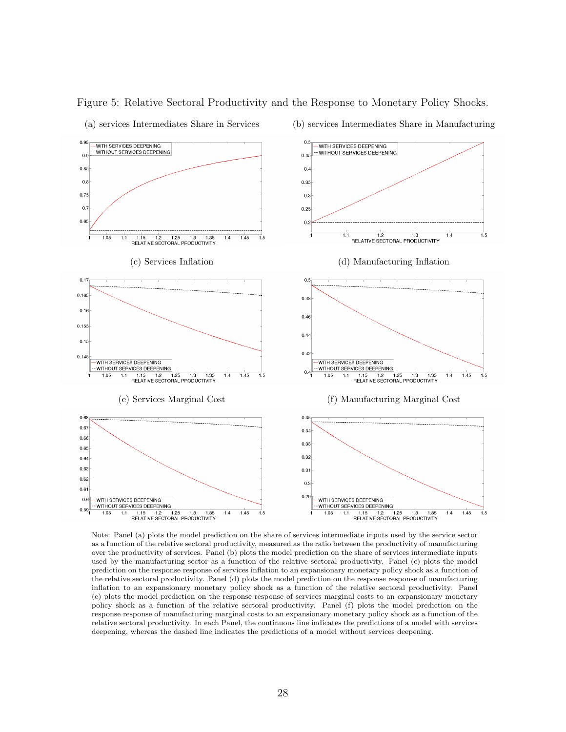Figure 5: Relative Sectoral Productivity and the Response to Monetary Policy Shocks.

(a) services Intermediates Share in Services

(b) services Intermediates Share in Manufacturing

(c) Services Inflation

(d) Manufacturing Inflation

(e) Services Marginal Cost

(f) Manufacturing Marginal Cost

Note: Panel (a) plots the model prediction on the share of services intermediate inputs used by the service sector as a function of the relative sectoral productivity, measured as the ratio between the productivity of manufacturing over the productivity of services. Panel (b) plots the model prediction on the share of services intermediate inputs used by the manufacturing sector as a function of the relative sectoral productivity. Panel (c) plots the model prediction on the response response of services inflation to an expansionary monetary policy shock as a function of the relative sectoral productivity. Panel (d) plots the model prediction on the response response of manufacturing inflation to an expansionary monetary policy shock as a function of the relative sectoral productivity. Panel (e) plots the model prediction on the response response of services marginal costs to an expansionary monetary policy shock as a function of the relative sectoral productivity. Panel (f) plots the model prediction on the response response of manufacturing marginal costs to an expansionary monetary policy shock as a function of the relative sectoral productivity. In each Panel, the continuous line indicates the predictions of a model with services deepening, whereas the dashed line indicates the predictions of a model without services deepening.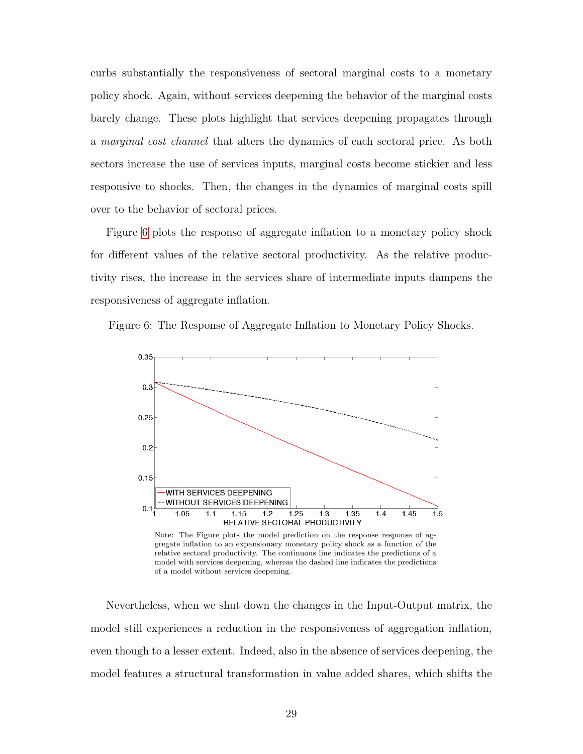curbs substantially the responsiveness of sectoral marginal costs to a monetary policy shock. Again, without services deepening the behavior of the marginal costs barely change. These plots highlight that services deepening propagates through a *marginal cost channel* that alters the dynamics of each sectoral price. As both sectors increase the use of services inputs, marginal costs become stickier and less responsive to shocks. Then, the changes in the dynamics of marginal costs spill over to the behavior of sectoral prices.

Figure 6 plots the response of aggregate inflation to a monetary policy shock for different values of the relative sectoral productivity. As the relative productivity rises, the increase in the services share of intermediate inputs dampens the responsiveness of aggregate inflation.

Figure 6: The Response of Aggregate Inflation to Monetary Policy Shocks.

Note: The Figure plots the model prediction on the response response of aggregate inflation to an expansionary monetary policy shock as a function of the relative sectoral productivity. The continuous line indicates the predictions of a model with services deepening, whereas the dashed line indicates the predictions of a model without services deepening.

Nevertheless, when we shut down the changes in the Input-Output matrix, the model still experiences a reduction in the responsiveness of aggregation inflation, even though to a lesser extent. Indeed, also in the absence of services deepening, the model features a structural transformation in value added shares, which shifts the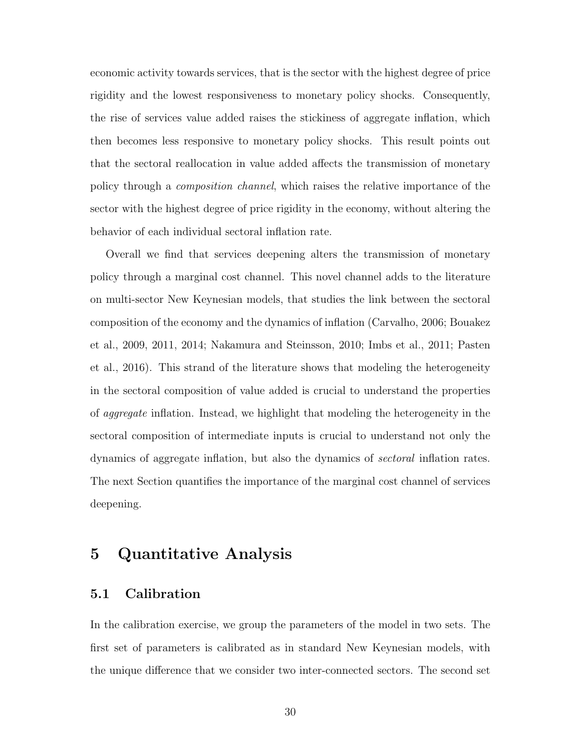economic activity towards services, that is the sector with the highest degree of price rigidity and the lowest responsiveness to monetary policy shocks. Consequently, the rise of services value added raises the stickiness of aggregate inflation, which then becomes less responsive to monetary policy shocks. This result points out that the sectoral reallocation in value added affects the transmission of monetary policy through a *composition channel*, which raises the relative importance of the sector with the highest degree of price rigidity in the economy, without altering the behavior of each individual sectoral inflation rate.

Overall we find that services deepening alters the transmission of monetary policy through a marginal cost channel. This novel channel adds to the literature on multi-sector New Keynesian models, that studies the link between the sectoral composition of the economy and the dynamics of inflation (Carvalho, 2006; Bouakez et al., 2009, 2011, 2014; Nakamura and Steinsson, 2010; Imbs et al., 2011; Pasten et al., 2016). This strand of the literature shows that modeling the heterogeneity in the sectoral composition of value added is crucial to understand the properties of *aggregate* inflation. Instead, we highlight that modeling the heterogeneity in the sectoral composition of intermediate inputs is crucial to understand not only the dynamics of aggregate inflation, but also the dynamics of *sectoral* inflation rates. The next Section quantifies the importance of the marginal cost channel of services deepening.

# 5 Quantitative Analysis

## 5.1 Calibration

In the calibration exercise, we group the parameters of the model in two sets. The first set of parameters is calibrated as in standard New Keynesian models, with the unique difference that we consider two inter-connected sectors. The second set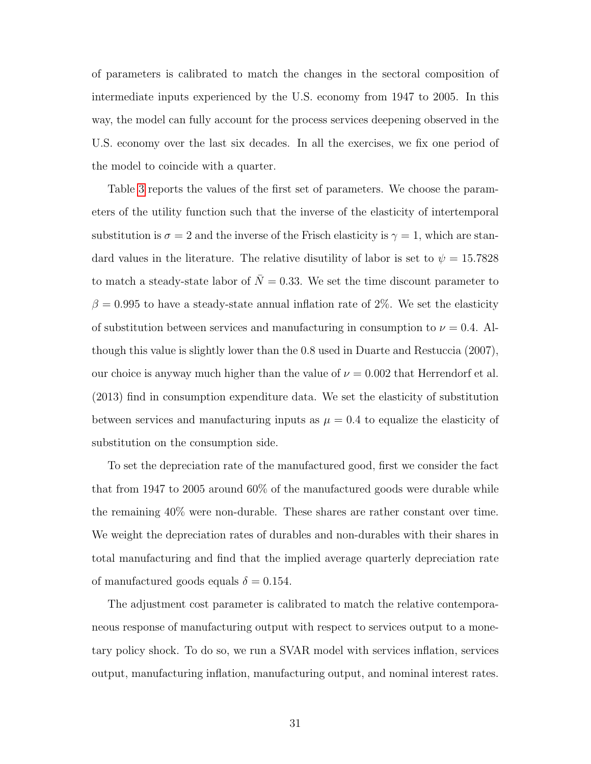of parameters is calibrated to match the changes in the sectoral composition of intermediate inputs experienced by the U.S. economy from 1947 to 2005. In this way, the model can fully account for the process services deepening observed in the U.S. economy over the last six decades. In all the exercises, we fix one period of the model to coincide with a quarter.

Table 3 reports the values of the first set of parameters. We choose the parameters of the utility function such that the inverse of the elasticity of intertemporal substitution is $\sigma = 2$ and the inverse of the Frisch elasticity is $\gamma = 1$, which are standard values in the literature. The relative disutility of labor is set to $\psi = 15.7828$ to match a steady-state labor of $\bar{N} = 0.33$. We set the time discount parameter to $\beta = 0.995$ to have a steady-state annual inflation rate of 2%. We set the elasticity of substitution between services and manufacturing in consumption to $\nu = 0.4$. Although this value is slightly lower than the 0.8 used in Duarte and Restuccia (2007), our choice is anyway much higher than the value of $\nu = 0.002$ that Herrendorf et al. (2013) find in consumption expenditure data. We set the elasticity of substitution between services and manufacturing inputs as $\mu = 0.4$ to equalize the elasticity of substitution on the consumption side.

To set the depreciation rate of the manufactured good, first we consider the fact that from 1947 to 2005 around 60% of the manufactured goods were durable while the remaining 40% were non-durable. These shares are rather constant over time. We weight the depreciation rates of durables and non-durables with their shares in total manufacturing and find that the implied average quarterly depreciation rate of manufactured goods equals $\delta = 0.154$.

The adjustment cost parameter is calibrated to match the relative contemporaneous response of manufacturing output with respect to services output to a monetary policy shock. To do so, we run a SVAR model with services inflation, services output, manufacturing inflation, manufacturing output, and nominal interest rates.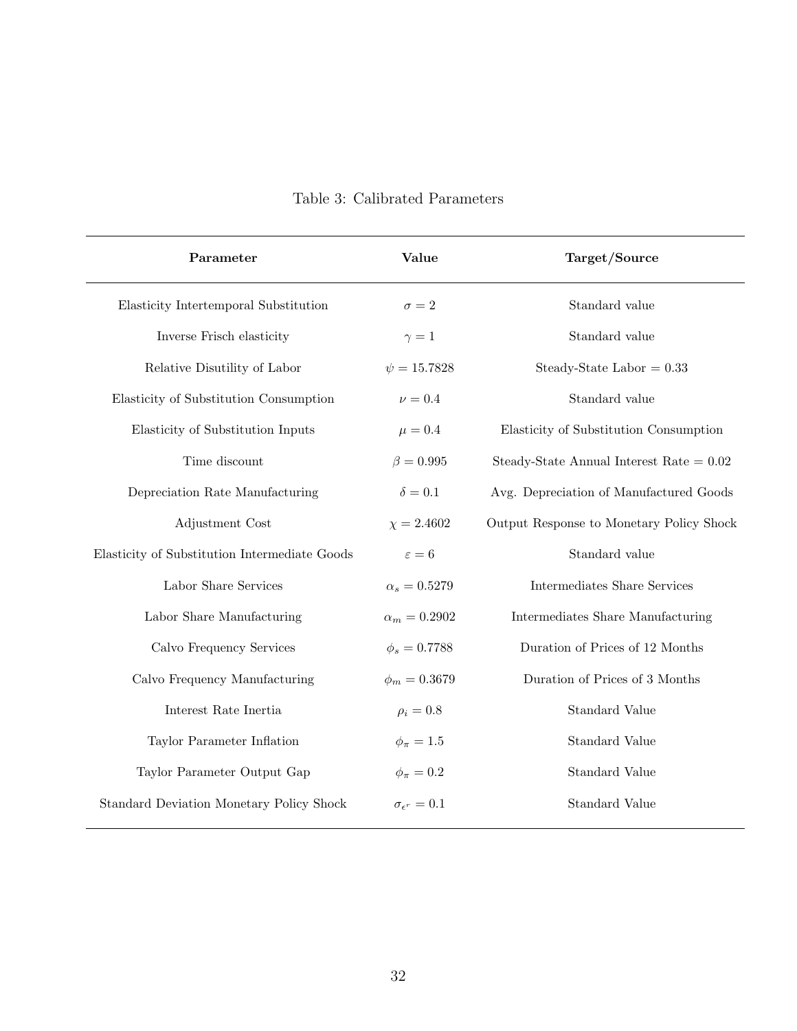Table 3: Calibrated Parameters

| **Parameter** | **Value** | **Target/Source** |
|---|---|---|
| Elasticity Intertemporal Substitution | $\sigma = 2$ | Standard value |
| Inverse Frisch elasticity | $\gamma = 1$ | Standard value |
| Relative Disutility of Labor | $\psi = 15.7828$ | Steady-State Labor = 0.33 |
| Elasticity of Substitution Consumption | $\nu = 0.4$ | Standard value |
| Elasticity of Substitution Inputs | $\mu = 0.4$ | Elasticity of Substitution Consumption |
| Time discount | $\beta = 0.995$ | Steady-State Annual Interest Rate = 0.02 |
| Depreciation Rate Manufacturing | $\delta = 0.1$ | Avg. Depreciation of Manufactured Goods |
| Adjustment Cost | $\chi = 2.4602$ | Output Response to Monetary Policy Shock |
| Elasticity of Substitution Intermediate Goods | $\varepsilon = 6$ | Standard value |
| Labor Share Services | $\alpha_s = 0.5279$ | Intermediates Share Services |
| Labor Share Manufacturing | $\alpha_m = 0.2902$ | Intermediates Share Manufacturing |
| Calvo Frequency Services | $\phi_s = 0.7788$ | Duration of Prices of 12 Months |
| Calvo Frequency Manufacturing | $\phi_m = 0.3679$ | Duration of Prices of 3 Months |
| Interest Rate Inertia | $\rho_i = 0.8$ | Standard Value |
| Taylor Parameter Inflation | $\phi_\pi = 1.5$ | Standard Value |
| Taylor Parameter Output Gap | $\phi_\pi = 0.2$ | Standard Value |
| Standard Deviation Monetary Policy Shock | $\sigma_{\epsilon^r} = 0.1$ | Standard Value |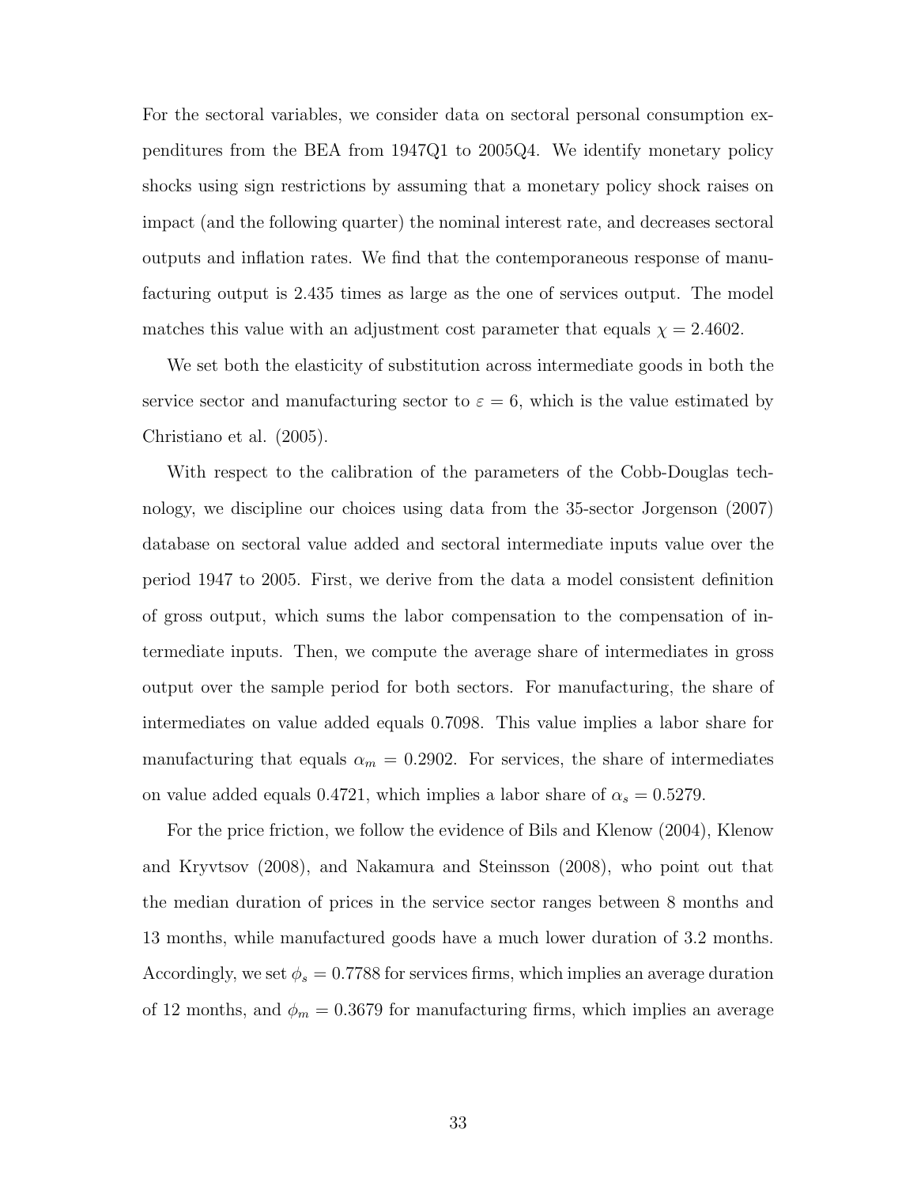For the sectoral variables, we consider data on sectoral personal consumption expenditures from the BEA from 1947Q1 to 2005Q4. We identify monetary policy shocks using sign restrictions by assuming that a monetary policy shock raises on impact (and the following quarter) the nominal interest rate, and decreases sectoral outputs and inflation rates. We find that the contemporaneous response of manufacturing output is 2.435 times as large as the one of services output. The model matches this value with an adjustment cost parameter that equals $\chi = 2.4602$.

We set both the elasticity of substitution across intermediate goods in both the service sector and manufacturing sector to $\varepsilon = 6$, which is the value estimated by Christiano et al. (2005).

With respect to the calibration of the parameters of the Cobb-Douglas technology, we discipline our choices using data from the 35-sector Jorgenson (2007) database on sectoral value added and sectoral intermediate inputs value over the period 1947 to 2005. First, we derive from the data a model consistent definition of gross output, which sums the labor compensation to the compensation of intermediate inputs. Then, we compute the average share of intermediates in gross output over the sample period for both sectors. For manufacturing, the share of intermediates on value added equals 0.7098. This value implies a labor share for manufacturing that equals $\alpha_m = 0.2902$. For services, the share of intermediates on value added equals 0.4721, which implies a labor share of $\alpha_s = 0.5279$.

For the price friction, we follow the evidence of Bils and Klenow (2004), Klenow and Kryvtsov (2008), and Nakamura and Steinsson (2008), who point out that the median duration of prices in the service sector ranges between 8 months and 13 months, while manufactured goods have a much lower duration of 3.2 months. Accordingly, we set $\phi_s = 0.7788$ for services firms, which implies an average duration of 12 months, and $\phi_m = 0.3679$ for manufacturing firms, which implies an average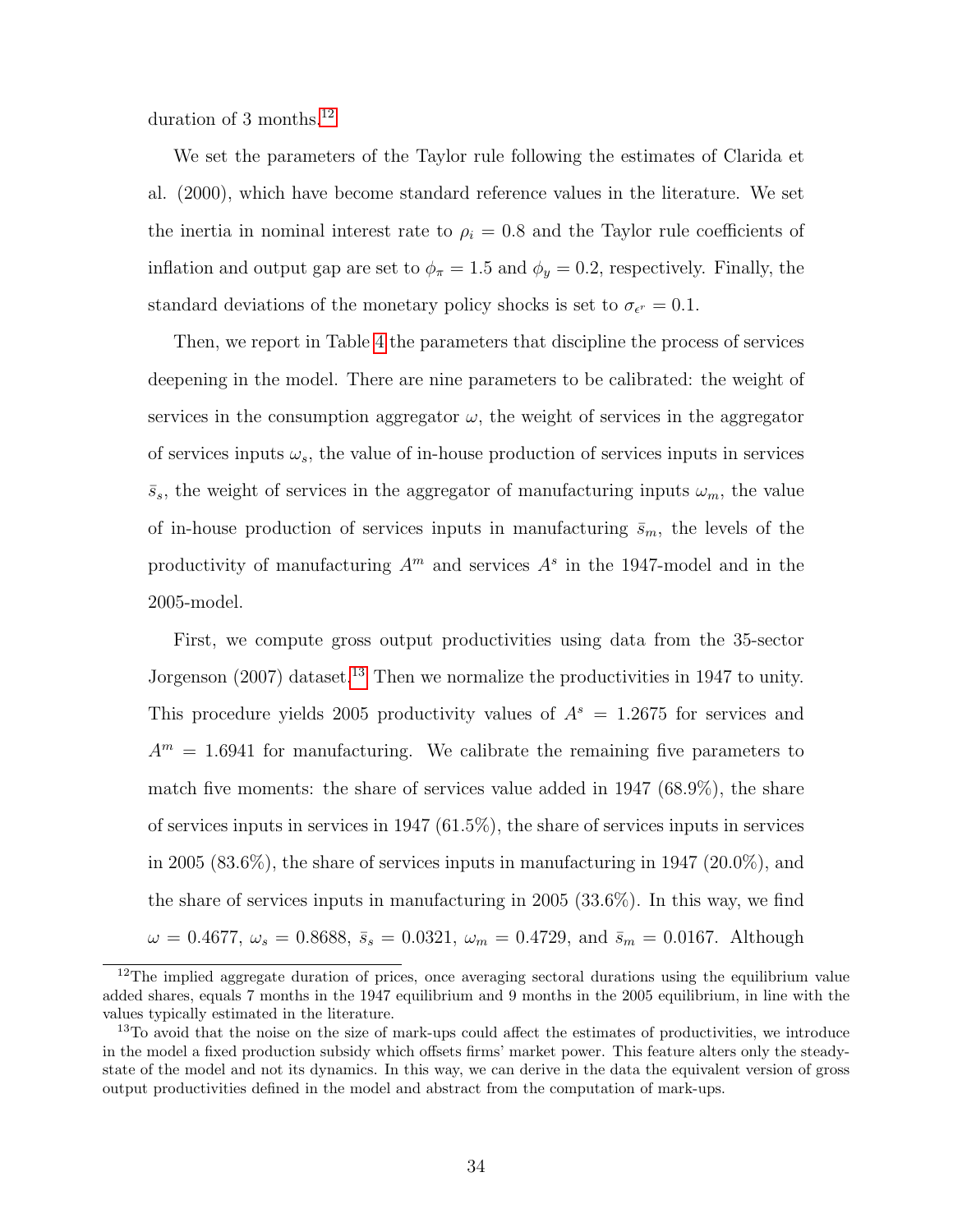duration of 3 months.[12]

We set the parameters of the Taylor rule following the estimates of Clarida et al. (2000), which have become standard reference values in the literature. We set the inertia in nominal interest rate to $\rho_i = 0.8$ and the Taylor rule coefficients of inflation and output gap are set to $\phi_\pi = 1.5$ and $\phi_y = 0.2$, respectively. Finally, the standard deviations of the monetary policy shocks is set to $\sigma_{\epsilon^r} = 0.1$.

Then, we report in Table 4 the parameters that discipline the process of services deepening in the model. There are nine parameters to be calibrated: the weight of services in the consumption aggregator $\omega$, the weight of services in the aggregator of services inputs $\omega_s$, the value of in-house production of services inputs in services $\bar{s}_s$, the weight of services in the aggregator of manufacturing inputs $\omega_m$, the value of in-house production of services inputs in manufacturing $\bar{s}_m$, the levels of the productivity of manufacturing $A^m$ and services $A^s$ in the 1947-model and in the 2005-model.

First, we compute gross output productivities using data from the 35-sector Jorgenson (2007) dataset.[13] Then we normalize the productivities in 1947 to unity. This procedure yields 2005 productivity values of $A^s = 1.2675$ for services and $A^m = 1.6941$ for manufacturing. We calibrate the remaining five parameters to match five moments: the share of services value added in 1947 (68.9%), the share of services inputs in services in 1947 (61.5%), the share of services inputs in services in 2005 (83.6%), the share of services inputs in manufacturing in 1947 (20.0%), and the share of services inputs in manufacturing in 2005 (33.6%). In this way, we find $\omega = 0.4677$, $\omega_s = 0.8688$, $\bar{s}_s = 0.0321$, $\omega_m = 0.4729$, and $\bar{s}_m = 0.0167$. Although

[12] The implied aggregate duration of prices, once averaging sectoral durations using the equilibrium value added shares, equals 7 months in the 1947 equilibrium and 9 months in the 2005 equilibrium, in line with the values typically estimated in the literature.

[13] To avoid that the noise on the size of mark-ups could affect the estimates of productivities, we introduce in the model a fixed production subsidy which offsets firms' market power. This feature alters only the steady-state of the model and not its dynamics. In this way, we can derive in the data the equivalent version of gross output productivities defined in the model and abstract from the computation of mark-ups.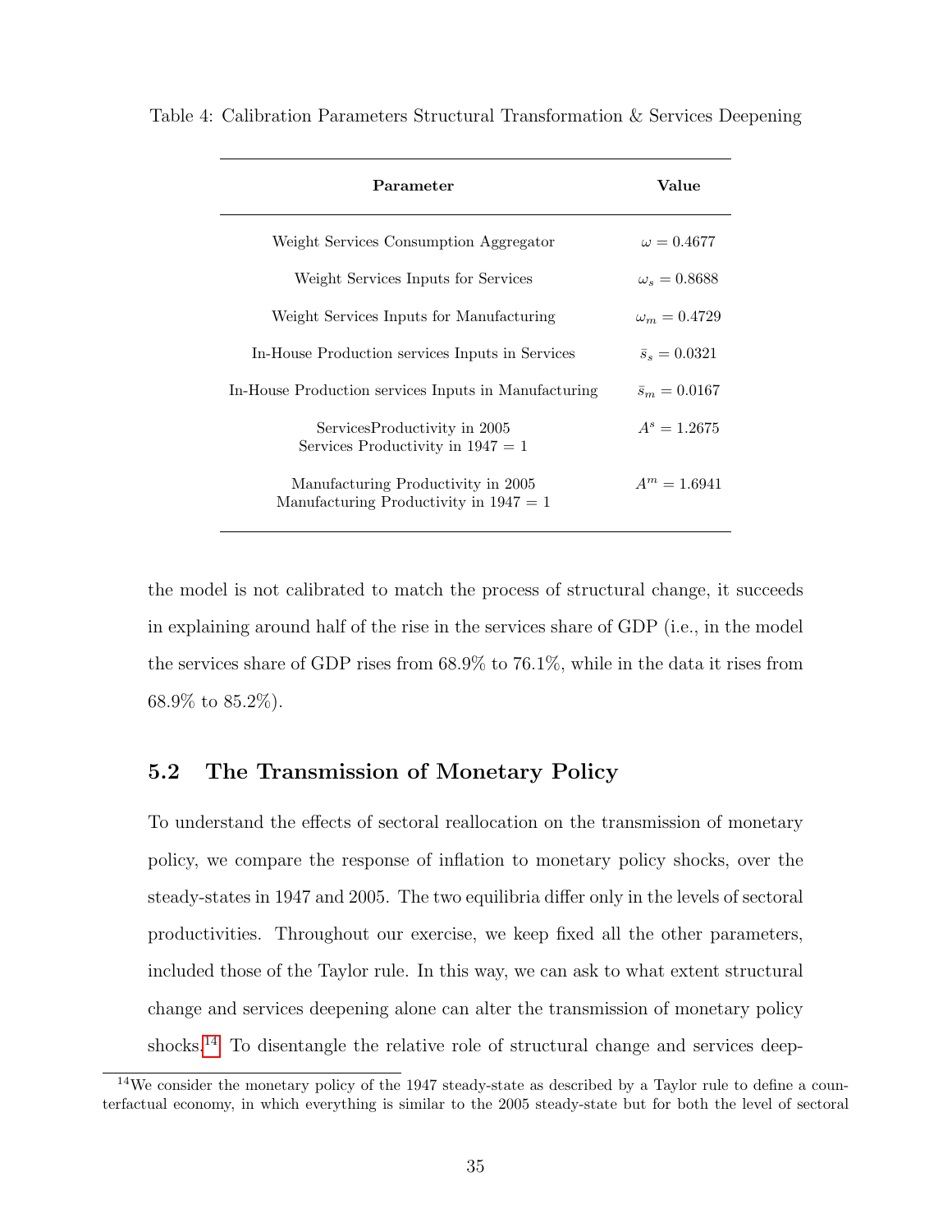Table 4: Calibration Parameters Structural Transformation & Services Deepening

| **Parameter** | **Value** |
|---|---|
| Weight Services Consumption Aggregator | $\omega = 0.4677$ |
| Weight Services Inputs for Services | $\omega_s = 0.8688$ |
| Weight Services Inputs for Manufacturing | $\omega_m = 0.4729$ |
| In-House Production services Inputs in Services | $\bar{s}_s = 0.0321$ |
| In-House Production services Inputs in Manufacturing | $\bar{s}_m = 0.0167$ |
| ServicesProductivity in 2005 Services Productivity in 1947 = 1 | $A^s = 1.2675$ |
| Manufacturing Productivity in 2005 Manufacturing Productivity in 1947 = 1 | $A^m = 1.6941$ |

the model is not calibrated to match the process of structural change, it succeeds in explaining around half of the rise in the services share of GDP (i.e., in the model the services share of GDP rises from 68.9% to 76.1%, while in the data it rises from 68.9% to 85.2%).

## 5.2 The Transmission of Monetary Policy

To understand the effects of sectoral reallocation on the transmission of monetary policy, we compare the response of inflation to monetary policy shocks, over the steady-states in 1947 and 2005. The two equilibria differ only in the levels of sectoral productivities. Throughout our exercise, we keep fixed all the other parameters, included those of the Taylor rule. In this way, we can ask to what extent structural change and services deepening alone can alter the transmission of monetary policy shocks.[14] To disentangle the relative role of structural change and services deep-

[14] We consider the monetary policy of the 1947 steady-state as described by a Taylor rule to define a counterfactual economy, in which everything is similar to the 2005 steady-state but for both the level of sectoral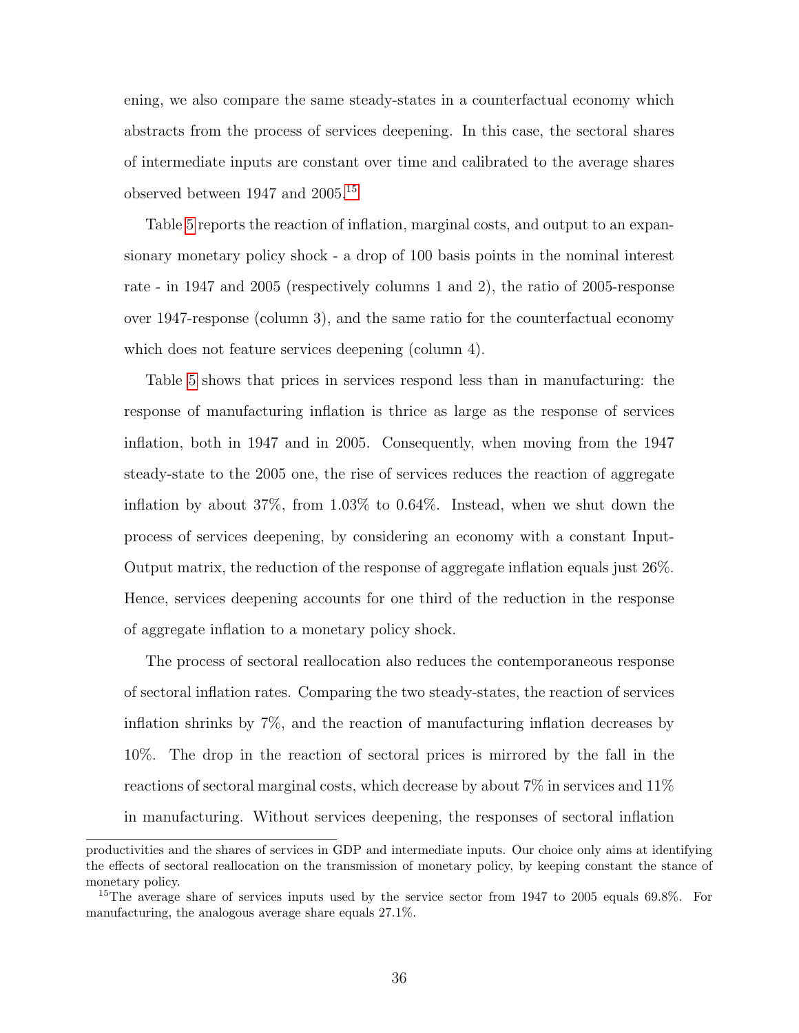ening, we also compare the same steady-states in a counterfactual economy which abstracts from the process of services deepening. In this case, the sectoral shares of intermediate inputs are constant over time and calibrated to the average shares observed between 1947 and 2005.[15]

Table 5 reports the reaction of inflation, marginal costs, and output to an expansionary monetary policy shock - a drop of 100 basis points in the nominal interest rate - in 1947 and 2005 (respectively columns 1 and 2), the ratio of 2005-response over 1947-response (column 3), and the same ratio for the counterfactual economy which does not feature services deepening (column 4).

Table 5 shows that prices in services respond less than in manufacturing: the response of manufacturing inflation is thrice as large as the response of services inflation, both in 1947 and in 2005. Consequently, when moving from the 1947 steady-state to the 2005 one, the rise of services reduces the reaction of aggregate inflation by about 37%, from 1.03% to 0.64%. Instead, when we shut down the process of services deepening, by considering an economy with a constant Input-Output matrix, the reduction of the response of aggregate inflation equals just 26%. Hence, services deepening accounts for one third of the reduction in the response of aggregate inflation to a monetary policy shock.

The process of sectoral reallocation also reduces the contemporaneous response of sectoral inflation rates. Comparing the two steady-states, the reaction of services inflation shrinks by 7%, and the reaction of manufacturing inflation decreases by 10%. The drop in the reaction of sectoral prices is mirrored by the fall in the reactions of sectoral marginal costs, which decrease by about 7% in services and 11% in manufacturing. Without services deepening, the responses of sectoral inflation

productivities and the shares of services in GDP and intermediate inputs. Our choice only aims at identifying the effects of sectoral reallocation on the transmission of monetary policy, by keeping constant the stance of monetary policy.

[15]The average share of services inputs used by the service sector from 1947 to 2005 equals 69.8%. For manufacturing, the analogous average share equals 27.1%.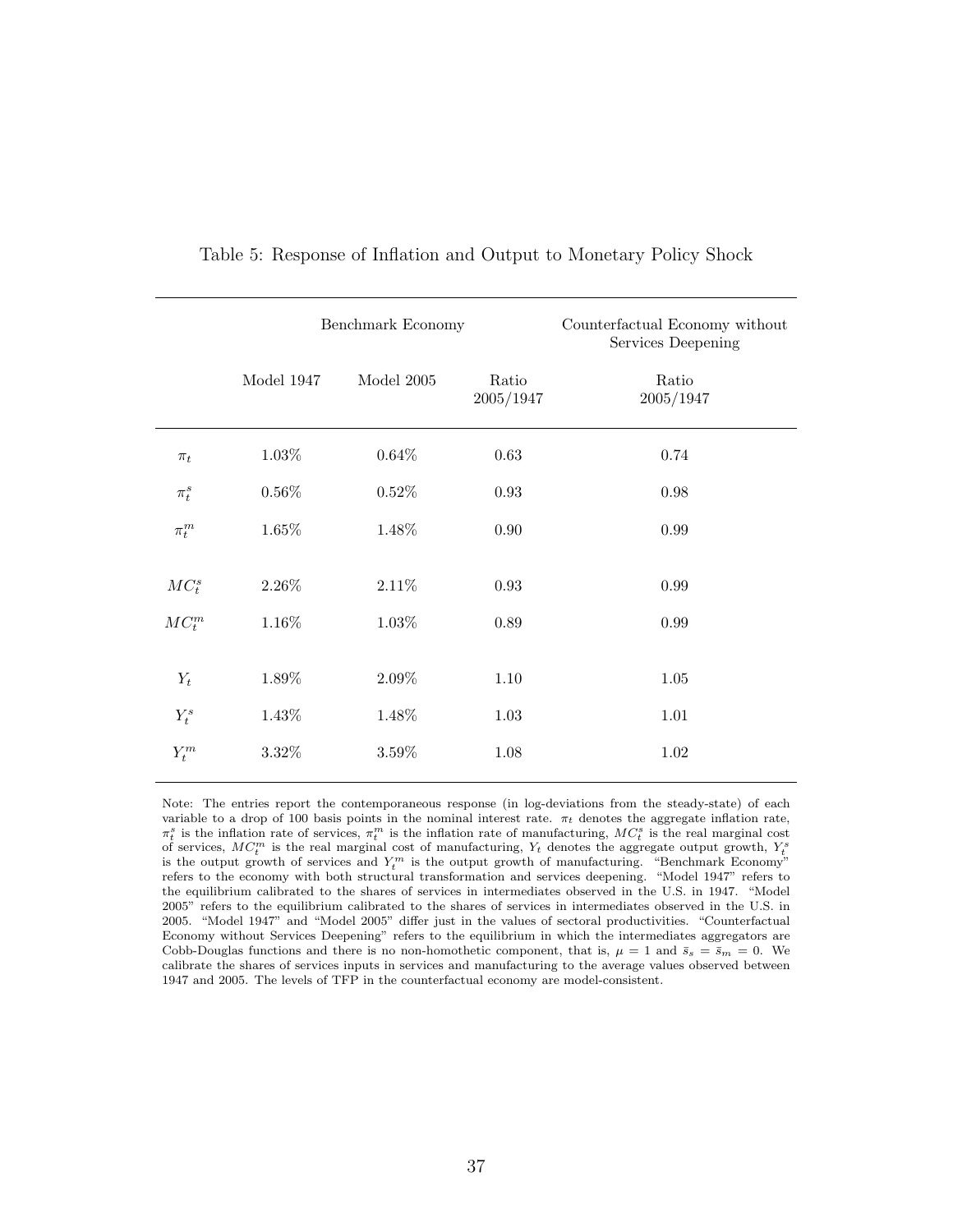Table 5: Response of Inflation and Output to Monetary Policy Shock

| | Benchmark Economy | | | Counterfactual Economy without Services Deepening |
|---|---|---|---|---|
| | Model 1947 | Model 2005 | Ratio 2005/1947 | Ratio 2005/1947 |
| $\pi_t$ | 1.03% | 0.64% | 0.63 | 0.74 |
| $\pi_t^s$ | 0.56% | 0.52% | 0.93 | 0.98 |
| $\pi_t^m$ | 1.65% | 1.48% | 0.90 | 0.99 |
| $MC_t^s$ | 2.26% | 2.11% | 0.93 | 0.99 |
| $MC_t^m$ | 1.16% | 1.03% | 0.89 | 0.99 |
| $Y_t$ | 1.89% | 2.09% | 1.10 | 1.05 |
| $Y_t^s$ | 1.43% | 1.48% | 1.03 | 1.01 |
| $Y_t^m$ | 3.32% | 3.59% | 1.08 | 1.02 |

Note: The entries report the contemporaneous response (in log-deviations from the steady-state) of each variable to a drop of 100 basis points in the nominal interest rate. $\pi_t$ denotes the aggregate inflation rate, $\pi_t^s$ is the inflation rate of services, $\pi_t^m$ is the inflation rate of manufacturing, $MC_t^s$ is the real marginal cost of services, $MC_t^m$ is the real marginal cost of manufacturing, $Y_t$ denotes the aggregate output growth, $Y_t^s$ is the output growth of services and $Y_t^m$ is the output growth of manufacturing. "Benchmark Economy" refers to the economy with both structural transformation and services deepening. "Model 1947" refers to the equilibrium calibrated to the shares of services in intermediates observed in the U.S. in 1947. "Model 2005" refers to the equilibrium calibrated to the shares of services in intermediates observed in the U.S. in 2005. "Model 1947" and "Model 2005" differ just in the values of sectoral productivities. "Counterfactual Economy without Services Deepening" refers to the equilibrium in which the intermediates aggregators are Cobb-Douglas functions and there is no non-homothetic component, that is, $\mu = 1$ and $\bar{s}_s = \bar{s}_m = 0$. We calibrate the shares of services inputs in services and manufacturing to the average values observed between 1947 and 2005. The levels of TFP in the counterfactual economy are model-consistent.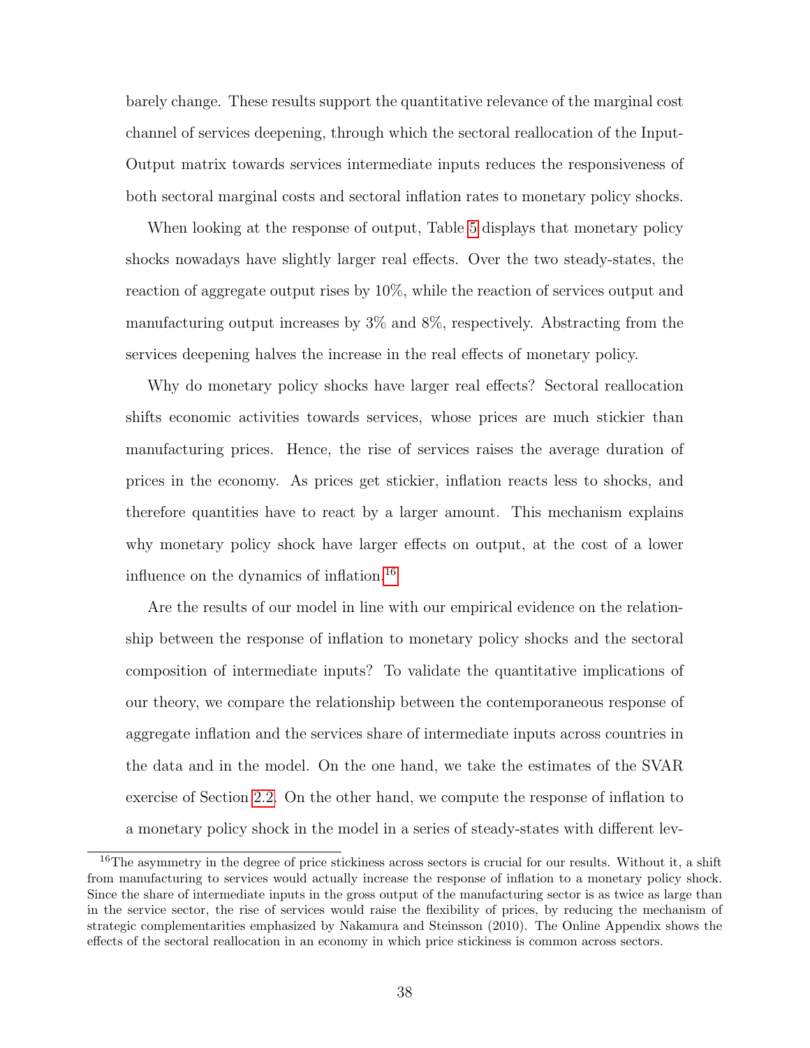barely change. These results support the quantitative relevance of the marginal cost channel of services deepening, through which the sectoral reallocation of the Input-Output matrix towards services intermediate inputs reduces the responsiveness of both sectoral marginal costs and sectoral inflation rates to monetary policy shocks.

When looking at the response of output, Table 5 displays that monetary policy shocks nowadays have slightly larger real effects. Over the two steady-states, the reaction of aggregate output rises by 10%, while the reaction of services output and manufacturing output increases by 3% and 8%, respectively. Abstracting from the services deepening halves the increase in the real effects of monetary policy.

Why do monetary policy shocks have larger real effects? Sectoral reallocation shifts economic activities towards services, whose prices are much stickier than manufacturing prices. Hence, the rise of services raises the average duration of prices in the economy. As prices get stickier, inflation reacts less to shocks, and therefore quantities have to react by a larger amount. This mechanism explains why monetary policy shock have larger effects on output, at the cost of a lower influence on the dynamics of inflation.[16]

Are the results of our model in line with our empirical evidence on the relationship between the response of inflation to monetary policy shocks and the sectoral composition of intermediate inputs? To validate the quantitative implications of our theory, we compare the relationship between the contemporaneous response of aggregate inflation and the services share of intermediate inputs across countries in the data and in the model. On the one hand, we take the estimates of the SVAR exercise of Section 2.2. On the other hand, we compute the response of inflation to a monetary policy shock in the model in a series of steady-states with different lev-

[16]The asymmetry in the degree of price stickiness across sectors is crucial for our results. Without it, a shift from manufacturing to services would actually increase the response of inflation to a monetary policy shock. Since the share of intermediate inputs in the gross output of the manufacturing sector is as twice as large than in the service sector, the rise of services would raise the flexibility of prices, by reducing the mechanism of strategic complementarities emphasized by Nakamura and Steinsson (2010). The Online Appendix shows the effects of the sectoral reallocation in an economy in which price stickiness is common across sectors.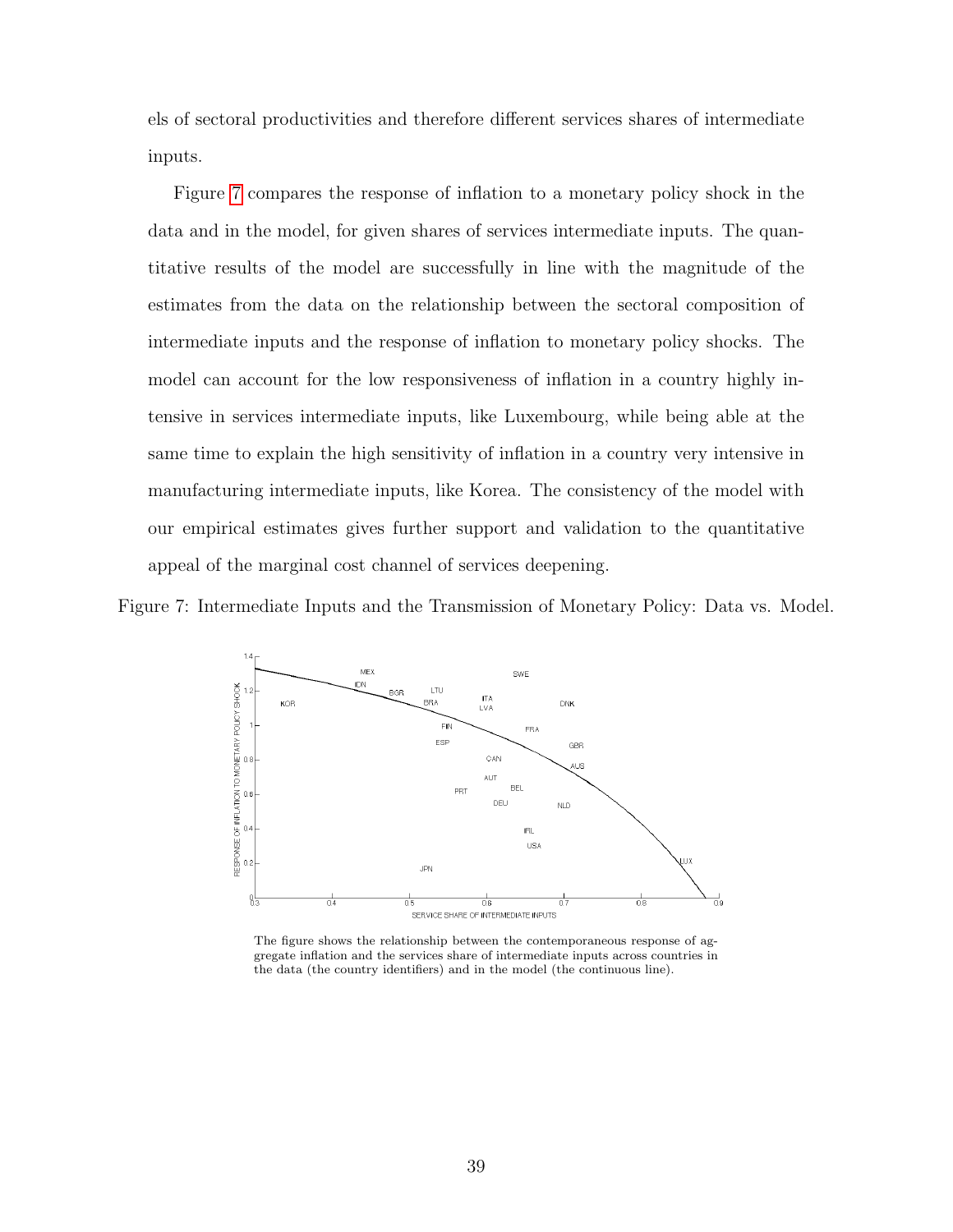els of sectoral productivities and therefore different services shares of intermediate inputs.

Figure 7 compares the response of inflation to a monetary policy shock in the data and in the model, for given shares of services intermediate inputs. The quantitative results of the model are successfully in line with the magnitude of the estimates from the data on the relationship between the sectoral composition of intermediate inputs and the response of inflation to monetary policy shocks. The model can account for the low responsiveness of inflation in a country highly intensive in services intermediate inputs, like Luxembourg, while being able at the same time to explain the high sensitivity of inflation in a country very intensive in manufacturing intermediate inputs, like Korea. The consistency of the model with our empirical estimates gives further support and validation to the quantitative appeal of the marginal cost channel of services deepening.

Figure 7: Intermediate Inputs and the Transmission of Monetary Policy: Data vs. Model.

The figure shows the relationship between the contemporaneous response of aggregate inflation and the services share of intermediate inputs across countries in the data (the country identifiers) and in the model (the continuous line).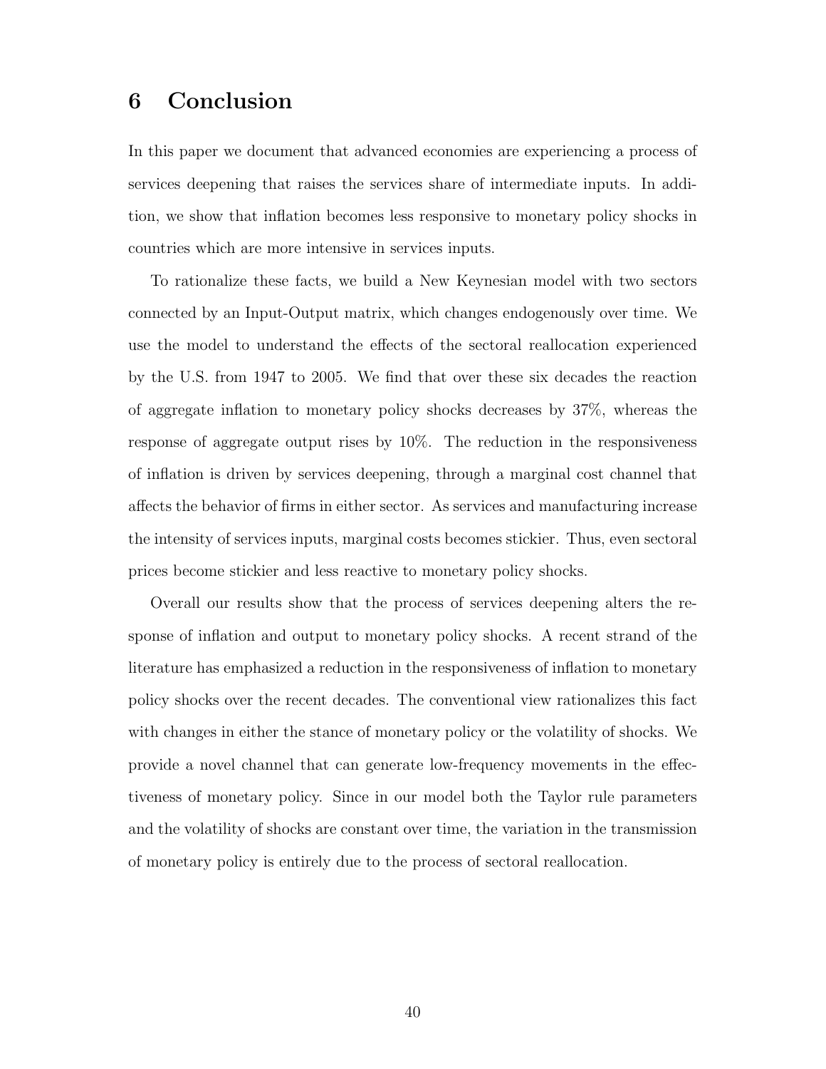# 6 Conclusion

In this paper we document that advanced economies are experiencing a process of services deepening that raises the services share of intermediate inputs. In addition, we show that inflation becomes less responsive to monetary policy shocks in countries which are more intensive in services inputs.

To rationalize these facts, we build a New Keynesian model with two sectors connected by an Input-Output matrix, which changes endogenously over time. We use the model to understand the effects of the sectoral reallocation experienced by the U.S. from 1947 to 2005. We find that over these six decades the reaction of aggregate inflation to monetary policy shocks decreases by 37%, whereas the response of aggregate output rises by 10%. The reduction in the responsiveness of inflation is driven by services deepening, through a marginal cost channel that affects the behavior of firms in either sector. As services and manufacturing increase the intensity of services inputs, marginal costs becomes stickier. Thus, even sectoral prices become stickier and less reactive to monetary policy shocks.

Overall our results show that the process of services deepening alters the response of inflation and output to monetary policy shocks. A recent strand of the literature has emphasized a reduction in the responsiveness of inflation to monetary policy shocks over the recent decades. The conventional view rationalizes this fact with changes in either the stance of monetary policy or the volatility of shocks. We provide a novel channel that can generate low-frequency movements in the effectiveness of monetary policy. Since in our model both the Taylor rule parameters and the volatility of shocks are constant over time, the variation in the transmission of monetary policy is entirely due to the process of sectoral reallocation.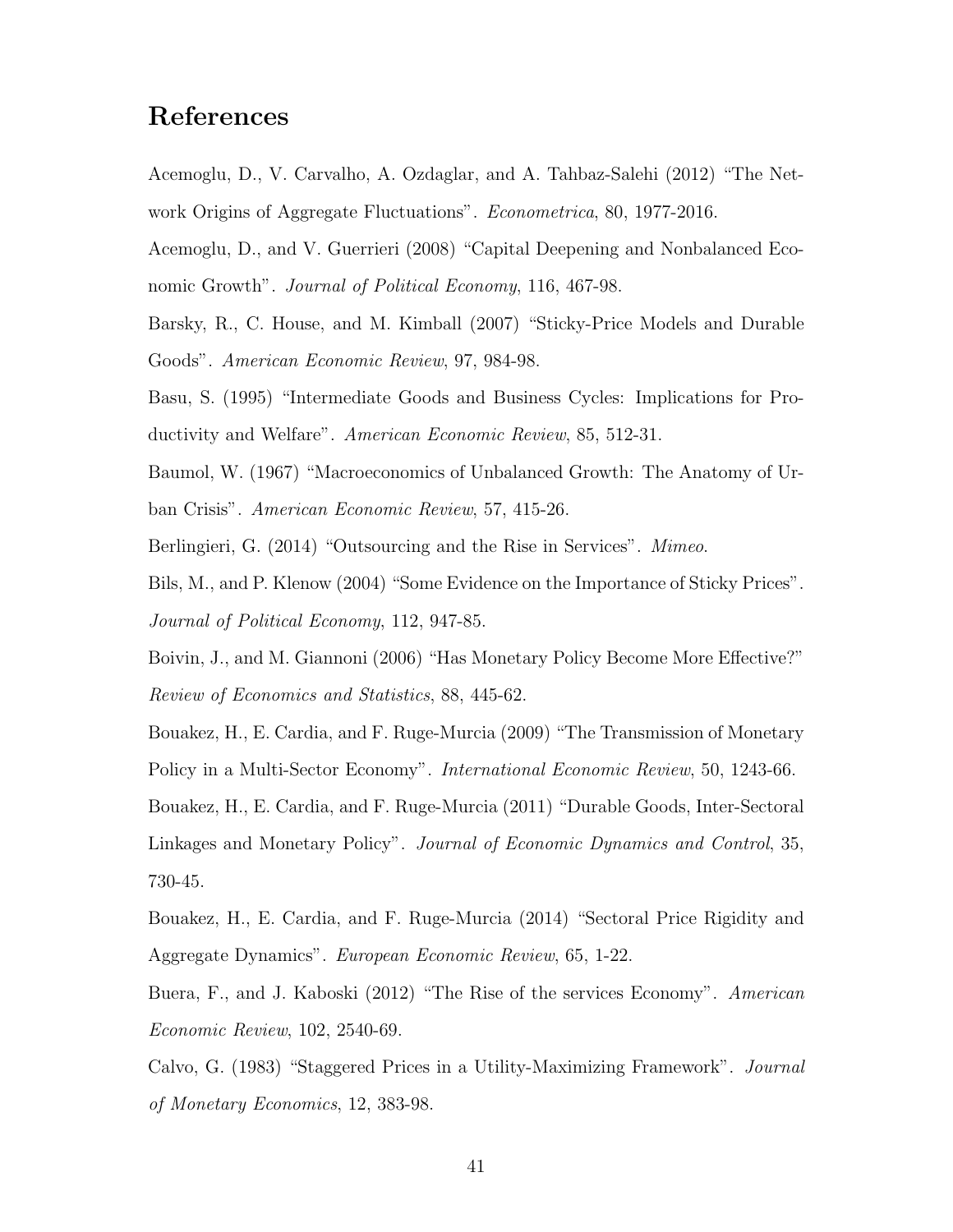# References

Acemoglu, D., V. Carvalho, A. Ozdaglar, and A. Tahbaz-Salehi (2012) "The Network Origins of Aggregate Fluctuations". *Econometrica*, 80, 1977-2016.

Acemoglu, D., and V. Guerrieri (2008) "Capital Deepening and Nonbalanced Economic Growth". *Journal of Political Economy*, 116, 467-98.

Barsky, R., C. House, and M. Kimball (2007) "Sticky-Price Models and Durable Goods". *American Economic Review*, 97, 984-98.

Basu, S. (1995) "Intermediate Goods and Business Cycles: Implications for Productivity and Welfare". *American Economic Review*, 85, 512-31.

Baumol, W. (1967) "Macroeconomics of Unbalanced Growth: The Anatomy of Urban Crisis". *American Economic Review*, 57, 415-26.

Berlingieri, G. (2014) "Outsourcing and the Rise in Services". *Mimeo*.

Bils, M., and P. Klenow (2004) "Some Evidence on the Importance of Sticky Prices". *Journal of Political Economy*, 112, 947-85.

Boivin, J., and M. Giannoni (2006) "Has Monetary Policy Become More Effective?" *Review of Economics and Statistics*, 88, 445-62.

Bouakez, H., E. Cardia, and F. Ruge-Murcia (2009) "The Transmission of Monetary Policy in a Multi-Sector Economy". *International Economic Review*, 50, 1243-66.

Bouakez, H., E. Cardia, and F. Ruge-Murcia (2011) "Durable Goods, Inter-Sectoral Linkages and Monetary Policy". *Journal of Economic Dynamics and Control*, 35, 730-45.

Bouakez, H., E. Cardia, and F. Ruge-Murcia (2014) "Sectoral Price Rigidity and Aggregate Dynamics". *European Economic Review*, 65, 1-22.

Buera, F., and J. Kaboski (2012) "The Rise of the services Economy". *American Economic Review*, 102, 2540-69.

Calvo, G. (1983) "Staggered Prices in a Utility-Maximizing Framework". *Journal of Monetary Economics*, 12, 383-98.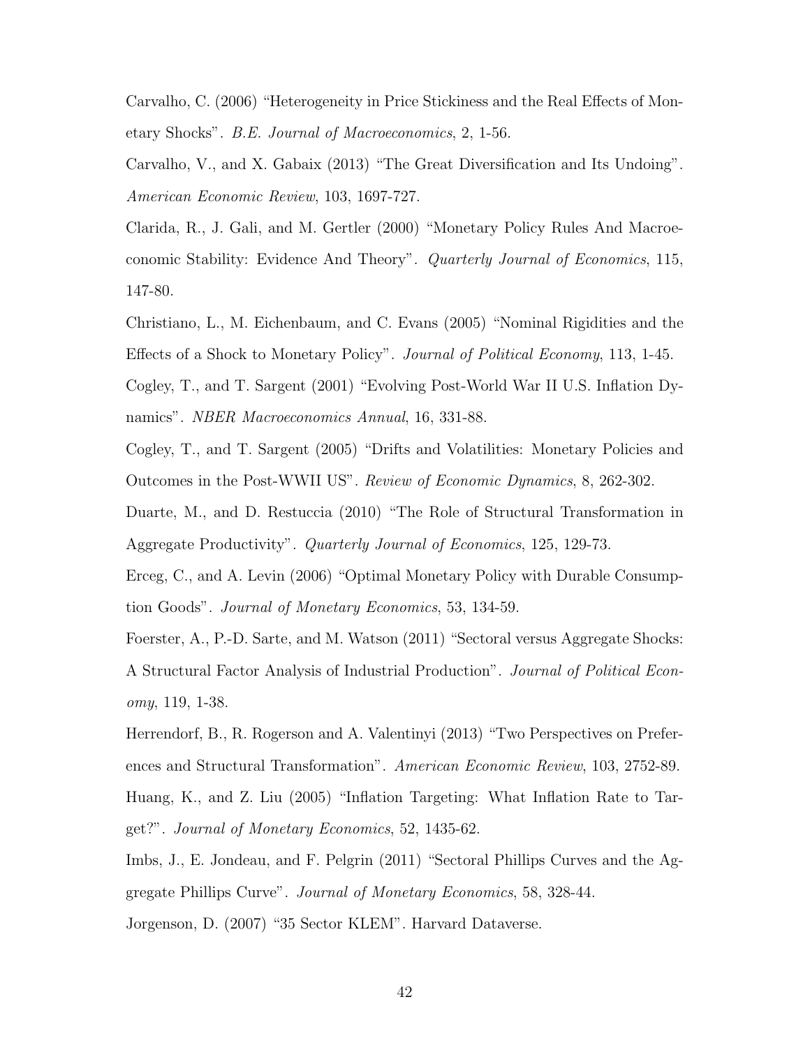Carvalho, C. (2006) "Heterogeneity in Price Stickiness and the Real Effects of Monetary Shocks". *B.E. Journal of Macroeconomics*, 2, 1-56.

Carvalho, V., and X. Gabaix (2013) "The Great Diversification and Its Undoing". *American Economic Review*, 103, 1697-727.

Clarida, R., J. Gali, and M. Gertler (2000) "Monetary Policy Rules And Macroeconomic Stability: Evidence And Theory". *Quarterly Journal of Economics*, 115, 147-80.

Christiano, L., M. Eichenbaum, and C. Evans (2005) "Nominal Rigidities and the Effects of a Shock to Monetary Policy". *Journal of Political Economy*, 113, 1-45.

Cogley, T., and T. Sargent (2001) "Evolving Post-World War II U.S. Inflation Dynamics". *NBER Macroeconomics Annual*, 16, 331-88.

Cogley, T., and T. Sargent (2005) "Drifts and Volatilities: Monetary Policies and Outcomes in the Post-WWII US". *Review of Economic Dynamics*, 8, 262-302.

Duarte, M., and D. Restuccia (2010) "The Role of Structural Transformation in Aggregate Productivity". *Quarterly Journal of Economics*, 125, 129-73.

Erceg, C., and A. Levin (2006) "Optimal Monetary Policy with Durable Consumption Goods". *Journal of Monetary Economics*, 53, 134-59.

Foerster, A., P.-D. Sarte, and M. Watson (2011) "Sectoral versus Aggregate Shocks: A Structural Factor Analysis of Industrial Production". *Journal of Political Economy*, 119, 1-38.

Herrendorf, B., R. Rogerson and A. Valentinyi (2013) "Two Perspectives on Preferences and Structural Transformation". *American Economic Review*, 103, 2752-89.

Huang, K., and Z. Liu (2005) "Inflation Targeting: What Inflation Rate to Target?". *Journal of Monetary Economics*, 52, 1435-62.

Imbs, J., E. Jondeau, and F. Pelgrin (2011) "Sectoral Phillips Curves and the Aggregate Phillips Curve". *Journal of Monetary Economics*, 58, 328-44.

Jorgenson, D. (2007) "35 Sector KLEM". Harvard Dataverse.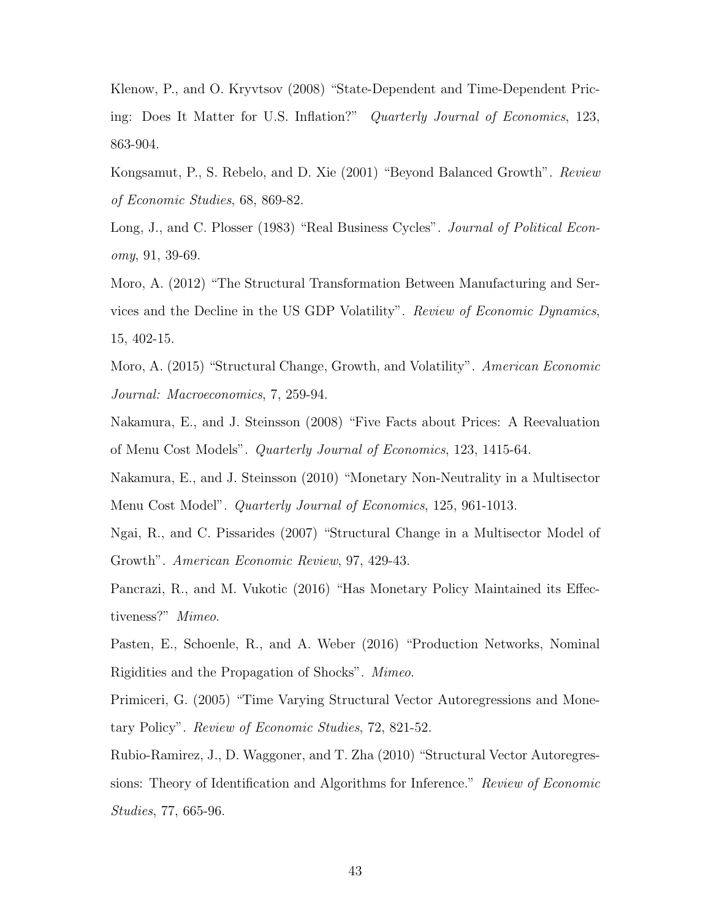Klenow, P., and O. Kryvtsov (2008) "State-Dependent and Time-Dependent Pricing: Does It Matter for U.S. Inflation?" *Quarterly Journal of Economics*, 123, 863-904.

Kongsamut, P., S. Rebelo, and D. Xie (2001) "Beyond Balanced Growth". *Review of Economic Studies*, 68, 869-82.

Long, J., and C. Plosser (1983) "Real Business Cycles". *Journal of Political Economy*, 91, 39-69.

Moro, A. (2012) "The Structural Transformation Between Manufacturing and Services and the Decline in the US GDP Volatility". *Review of Economic Dynamics*, 15, 402-15.

Moro, A. (2015) "Structural Change, Growth, and Volatility". *American Economic Journal: Macroeconomics*, 7, 259-94.

Nakamura, E., and J. Steinsson (2008) "Five Facts about Prices: A Reevaluation of Menu Cost Models". *Quarterly Journal of Economics*, 123, 1415-64.

Nakamura, E., and J. Steinsson (2010) "Monetary Non-Neutrality in a Multisector Menu Cost Model". *Quarterly Journal of Economics*, 125, 961-1013.

Ngai, R., and C. Pissarides (2007) "Structural Change in a Multisector Model of Growth". *American Economic Review*, 97, 429-43.

Pancrazi, R., and M. Vukotic (2016) "Has Monetary Policy Maintained its Effectiveness?" *Mimeo*.

Pasten, E., Schoenle, R., and A. Weber (2016) "Production Networks, Nominal Rigidities and the Propagation of Shocks". *Mimeo*.

Primiceri, G. (2005) "Time Varying Structural Vector Autoregressions and Monetary Policy". *Review of Economic Studies*, 72, 821-52.

Rubio-Ramirez, J., D. Waggoner, and T. Zha (2010) "Structural Vector Autoregressions: Theory of Identification and Algorithms for Inference." *Review of Economic Studies*, 77, 665-96.